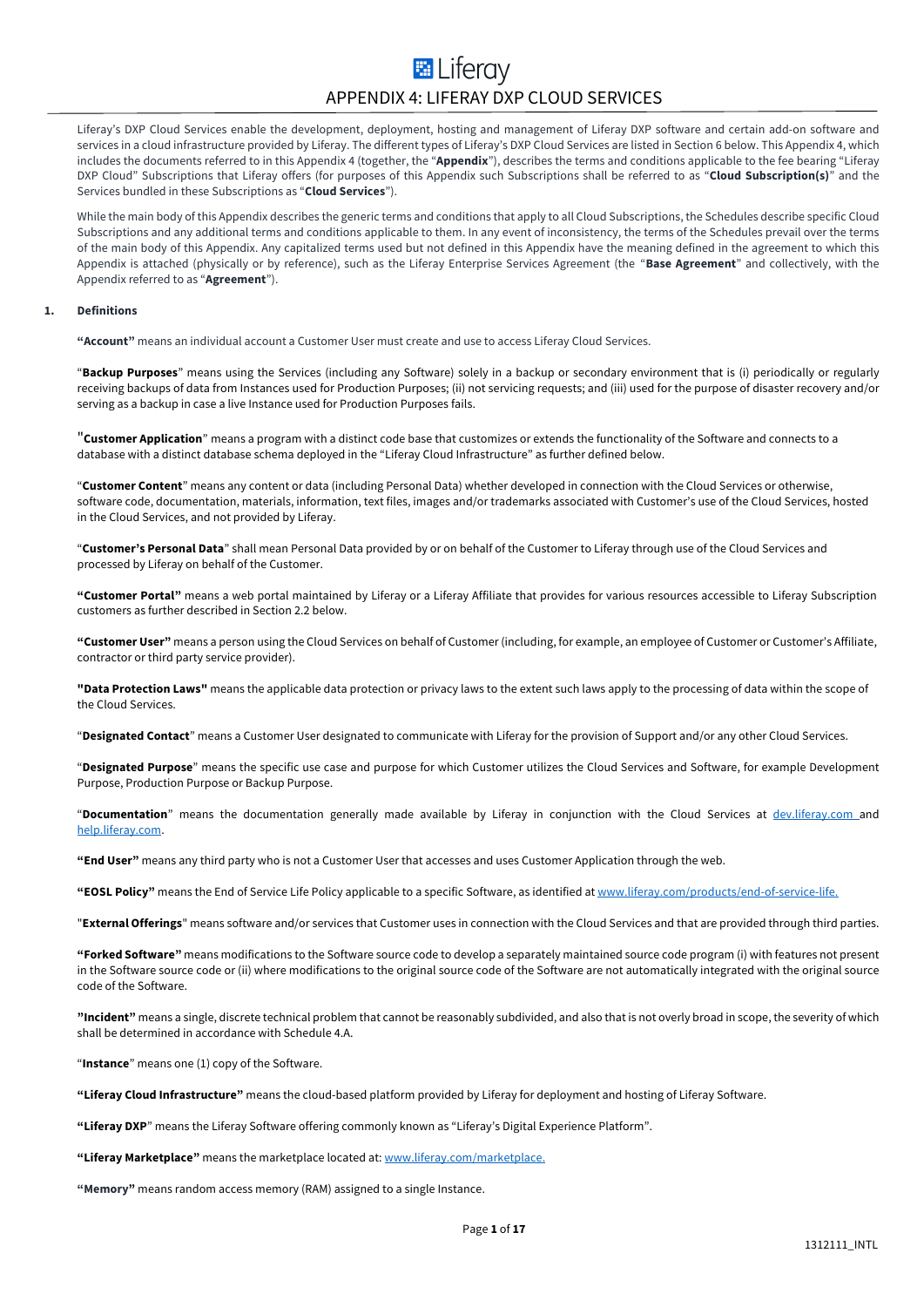# APPENDIX 4: LIFERAY DXP CLOUD SERVICES

Liferay's DXP Cloud Services enable the development, deployment, hosting and management of Liferay DXP software and certain add-on software and services in a cloud infrastructure provided by Liferay. The different types of Liferay's DXP Cloud Services are listed in Section 6 below. This Appendix 4, which includes the documents referred to in this Appendix 4 (together, the "**Appendix**"), describes the terms and conditions applicable to the fee bearing "Liferay DXP Cloud" Subscriptions that Liferay offers (for purposes of this Appendix such Subscriptions shall be referred to as "**Cloud Subscription(s)**" and the Services bundled in these Subscriptions as "**Cloud Services**").

While the main body of this Appendix describes the generic terms and conditions that apply to all Cloud Subscriptions, the Schedules describe specific Cloud Subscriptions and any additional terms and conditions applicable to them. In any event of inconsistency, the terms of the Schedules prevail over the terms of the main body of this Appendix. Any capitalized terms used but not defined in this Appendix have the meaning defined in the agreement to which this Appendix is attached (physically or by reference), such as the Liferay Enterprise Services Agreement (the "**Base Agreement**" and collectively, with the Appendix referred to as "**Agreement**").

## 1. Definitions

**"Account"** means an individual account a Customer User must create and use to access Liferay Cloud Services.

"**Backup Purposes**" means using the Services (including any Software) solely in a backup or secondary environment that is (i) periodically or regularly receiving backups of data from Instances used for Production Purposes; (ii) not servicing requests; and (iii) used for the purpose of disaster recovery and/or serving as a backup in case a live Instance used for Production Purposes fails.

"**Customer Application**" means a program with a distinct code base that customizes or extends the functionality of the Software and connects to a database with a distinct database schema deployed in the "Liferay Cloud Infrastructure" as further defined below.

"**Customer Content**" means any content or data (including Personal Data) whether developed in connection with the Cloud Services or otherwise, software code, documentation, materials, information, text files, images and/or trademarks associated with Customer's use of the Cloud Services, hosted in the Cloud Services, and not provided by Liferay.

"**Customer's Personal Data**" shall mean Personal Data provided by or on behalf of the Customer to Liferay through use of the Cloud Services and processed by Liferay on behalf of the Customer.

**"Customer Portal"** means a web portal maintained by Liferay or a Liferay Affiliate that provides for various resources accessible to Liferay Subscription customers as further described in Section 2.2 below.

**"Customer User"** means a person using the Cloud Services on behalf of Customer (including, for example, an employee of Customer or Customer's Affiliate, contractor or third party service provider).

**"Data Protection Laws"** means the applicable data protection or privacy laws to the extent such laws apply to the processing of data within the scope of the Cloud Services.

"**Designated Contact**" means a Customer User designated to communicate with Liferay for the provision of Support and/or any other Cloud Services.

"**Designated Purpose**" means the specific use case and purpose for which Customer utilizes the Cloud Services and Software, for example Development Purpose, Production Purpose or Backup Purpose.

"**Documentation**" means the documentation generally made available by Liferay in conjunction with the Cloud Services at dev.liferay.com and help.liferay.com.

**"End User"** means any third party who is not a Customer User that accesses and uses Customer Application through the web.

**"EOSL Policy"** means the End of Service Life Policy applicable to a specific Software, as identified at www.liferay.com/products/end-of-service-life.

"**External Offerings**" means software and/or services that Customer uses in connection with the Cloud Services and that are provided through third parties.

**"Forked Software"** means modifications to the Software source code to develop a separately maintained source code program (i) with features not present in the Software source code or (ii) where modifications to the original source code of the Software are not automatically integrated with the original source code of the Software.

**"Incident"** means a single, discrete technical problem that cannot be reasonably subdivided, and also that is not overly broad in scope, the severity of which shall be determined in accordance with Schedule 4.A.

"**Instance**" means one (1) copy of the Software.

**"Liferay Cloud Infrastructure"** means the cloud-based platform provided by Liferay for deployment and hosting of Liferay Software.

**"Liferay DXP"** means the Liferay Software offering commonly known as "Liferay's Digital Experience Platform".

**"Liferay Marketplace"** means the marketplace located at: www.liferay.com/marketplace.

**"Memory"** means random access memory (RAM) assigned to a single Instance.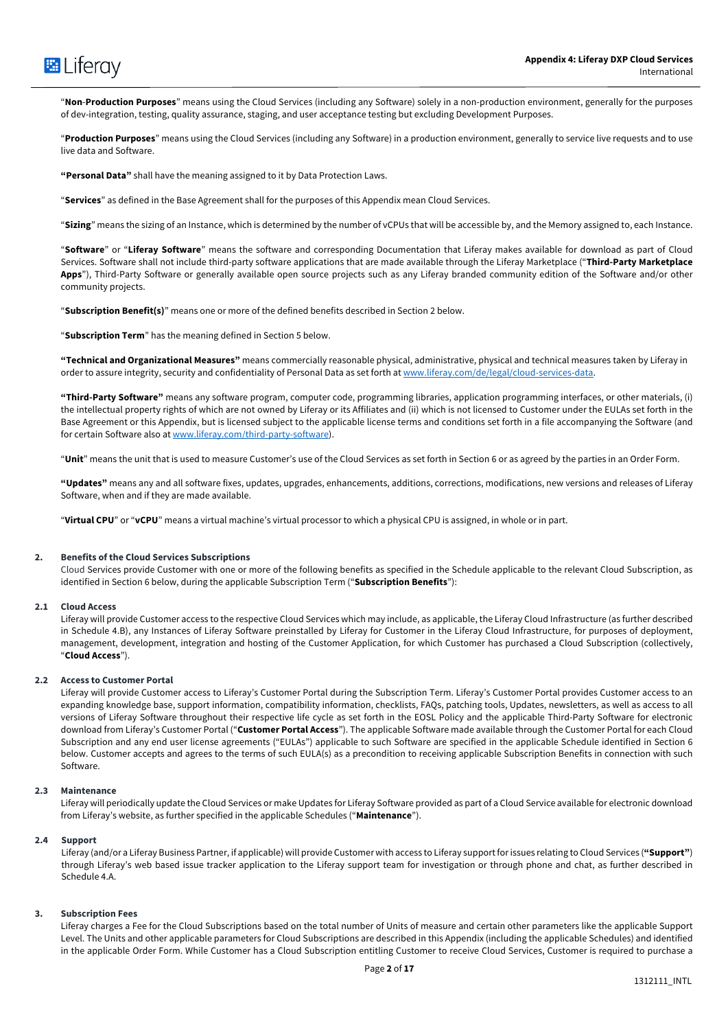"**Non**-**Production Purposes**" means using the Cloud Services (including any Software) solely in a non-production environment, generally for the purposes of dev-integration, testing, quality assurance, staging, and user acceptance testing but excluding Development Purposes.

"**Production Purposes**" means using the Cloud Services (including any Software) in a production environment, generally to service live requests and to use live data and Software.

**"Personal Data"** shall have the meaning assigned to it by Data Protection Laws.

"**Services**" as defined in the Base Agreement shall for the purposes of this Appendix mean Cloud Services.

"**Sizing**" means the sizing of an Instance, which is determined by the number of vCPUs that will be accessible by, and the Memory assigned to, each Instance.

"**Software**" or "**Liferay Software**" means the software and corresponding Documentation that Liferay makes available for download as part of Cloud Services. Software shall not include third-party software applications that are made available through the Liferay Marketplace ("**Third-Party Marketplace Apps**"), Third-Party Software or generally available open source projects such as any Liferay branded community edition of the Software and/or other community projects.

"**Subscription Benefit(s)**" means one or more of the defined benefits described in Section 2 below.

"**Subscription Term**" has the meaning defined in Section 5 below.

**"Technical and Organizational Measures"** means commercially reasonable physical, administrative, physical and technical measures taken by Liferay in order to assure integrity, security and confidentiality of Personal Data as set forth at www.liferay.com/de/legal/cloud-services-data.

**"Third-Party Software"** means any software program, computer code, programming libraries, application programming interfaces, or other materials, (i) the intellectual property rights of which are not owned by Liferay or its Affiliates and (ii) which is not licensed to Customer under the EULAs set forth in the Base Agreement or this Appendix, but is licensed subject to the applicable license terms and conditions set forth in a file accompanying the Software (and for certain Software also at www.liferay.com/third-party-software).

"**Unit**" means the unit that is used to measure Customer's use of the Cloud Services as set forth in Section 6 or as agreed by the parties in an Order Form.

**"Updates"** means any and all software fixes, updates, upgrades, enhancements, additions, corrections, modifications, new versions and releases of Liferay Software, when and if they are made available.

"**Virtual CPU**" or "**vCPU**" means a virtual machine's virtual processor to which a physical CPU is assigned, in whole or in part.

## 2. Benefits of the Cloud Services Subscriptions

Cloud Services provide Customer with one or more of the following benefits as specified in the Schedule applicable to the relevant Cloud Subscription, as identified in Section 6 below, during the applicable Subscription Term ("**Subscription Benefits**"):

### 2.1 Cloud Access

Liferay will provide Customer access to the respective Cloud Services which may include, as applicable, the Liferay Cloud Infrastructure (as further described in Schedule 4.B), any Instances of Liferay Software preinstalled by Liferay for Customer in the Liferay Cloud Infrastructure, for purposes of deployment, management, development, integration and hosting of the Customer Application, for which Customer has purchased a Cloud Subscription (collectively, "**Cloud Access**").

### 2.2 Access to Customer Portal

Liferay will provide Customer access to Liferay's Customer Portal during the Subscription Term. Liferay's Customer Portal provides Customer access to an expanding knowledge base, support information, compatibility information, checklists, FAQs, patching tools, Updates, newsletters, as well as access to all versions of Liferay Software throughout their respective life cycle as set forth in the EOSL Policy and the applicable Third-Party Software for electronic download from Liferay's Customer Portal ("**Customer Portal Access**"). The applicable Software made available through the Customer Portal for each Cloud Subscription and any end user license agreements ("EULAs") applicable to such Software are specified in the applicable Schedule identified in Section 6 below. Customer accepts and agrees to the terms of such EULA(s) as a precondition to receiving applicable Subscription Benefits in connection with such Software.

### 2.3 Maintenance

Liferay will periodically update the Cloud Services or make Updates for Liferay Software provided as part of a Cloud Service available for electronic download from Liferay's website, as further specified in the applicable Schedules ("**Maintenance**").

### 2.4 Support

Liferay (and/or a Liferay Business Partner, if applicable) will provide Customer with access to Liferay support for issues relating to Cloud Services (**"Support"**) through Liferay's web based issue tracker application to the Liferay support team for investigation or through phone and chat, as further described in Schedule 4.A.

## 3. Subscription Fees

Liferay charges a Fee for the Cloud Subscriptions based on the total number of Units of measure and certain other parameters like the applicable Support Level. The Units and other applicable parameters for Cloud Subscriptions are described in this Appendix (including the applicable Schedules) and identified in the applicable Order Form. While Customer has a Cloud Subscription entitling Customer to receive Cloud Services, Customer is required to purchase a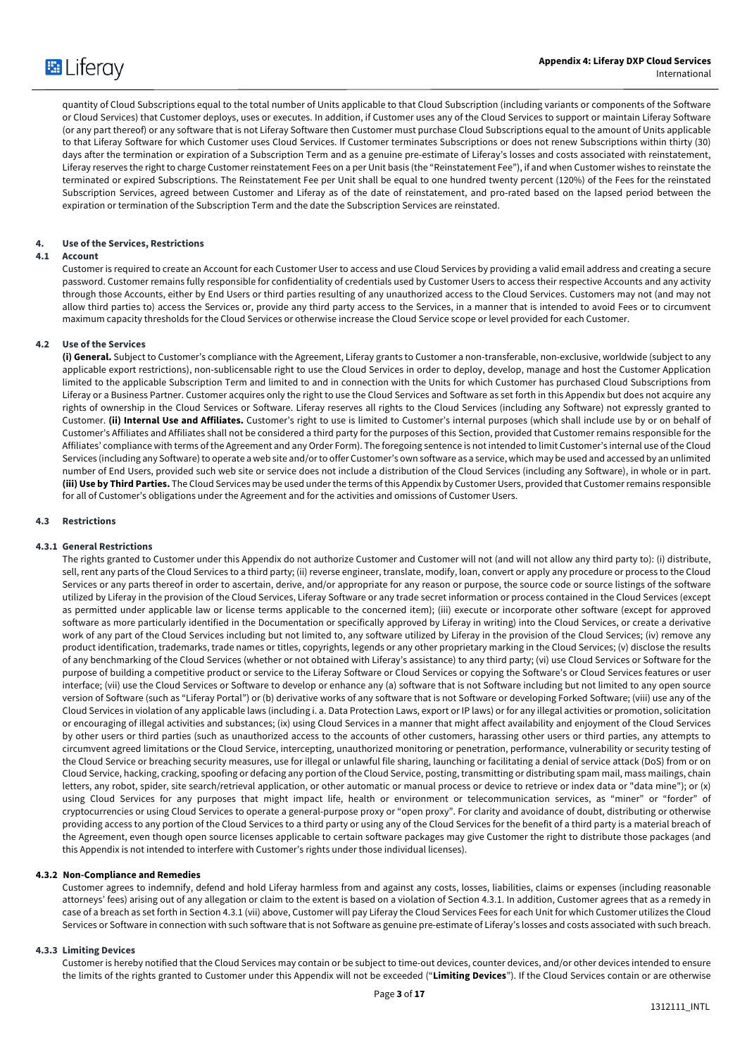quantity of Cloud Subscriptions equal to the total number of Units applicable to that Cloud Subscription (including variants or components of the Software or Cloud Services) that Customer deploys, uses or executes. In addition, if Customer uses any of the Cloud Services to support or maintain Liferay Software (or any part thereof) or any software that is not Liferay Software then Customer must purchase Cloud Subscriptions equal to the amount of Units applicable to that Liferay Software for which Customer uses Cloud Services. If Customer terminates Subscriptions or does not renew Subscriptions within thirty (30) days after the termination or expiration of a Subscription Term and as a genuine pre-estimate of Liferay's losses and costs associated with reinstatement, Liferay reserves the right to charge Customer reinstatement Fees on a per Unit basis (the "Reinstatement Fee"), if and when Customer wishes to reinstate the terminated or expired Subscriptions. The Reinstatement Fee per Unit shall be equal to one hundred twenty percent (120%) of the Fees for the reinstated Subscription Services, agreed between Customer and Liferay as of the date of reinstatement, and pro-rated based on the lapsed period between the expiration or termination of the Subscription Term and the date the Subscription Services are reinstated.

## 4. Use of the Services, Restrictions

### 4.1 Account

Customer is required to create an Account for each Customer User to access and use Cloud Services by providing a valid email address and creating a secure password. Customer remains fully responsible for confidentiality of credentials used by Customer Users to access their respective Accounts and any activity through those Accounts, either by End Users or third parties resulting of any unauthorized access to the Cloud Services. Customers may not (and may not allow third parties to) access the Services or, provide any third party access to the Services, in a manner that is intended to avoid Fees or to circumvent maximum capacity thresholds for the Cloud Services or otherwise increase the Cloud Service scope or level provided for each Customer.

### 4.2 Use of the Services

**(i) General.** Subject to Customer's compliance with the Agreement, Liferay grants to Customer a non-transferable, non-exclusive, worldwide (subject to any applicable export restrictions), non-sublicensable right to use the Cloud Services in order to deploy, develop, manage and host the Customer Application limited to the applicable Subscription Term and limited to and in connection with the Units for which Customer has purchased Cloud Subscriptions from Liferay or a Business Partner. Customer acquires only the right to use the Cloud Services and Software as set forth in this Appendix but does not acquire any rights of ownership in the Cloud Services or Software. Liferay reserves all rights to the Cloud Services (including any Software) not expressly granted to Customer. **(ii) Internal Use and Affiliates.** Customer's right to use is limited to Customer's internal purposes (which shall include use by or on behalf of Customer's Affiliates and Affiliates shall not be considered a third party for the purposes of this Section, provided that Customer remains responsible for the Affiliates' compliance with terms of the Agreement and any Order Form). The foregoing sentence is not intended to limit Customer's internal use of the Cloud Services (including any Software) to operate a web site and/or to offer Customer's own software as a service, which may be used and accessed by an unlimited number of End Users, provided such web site or service does not include a distribution of the Cloud Services (including any Software), in whole or in part. **(iii) Use by Third Parties.** The Cloud Services may be used under the terms of this Appendix by Customer Users, provided that Customer remains responsible for all of Customer's obligations under the Agreement and for the activities and omissions of Customer Users.

### 4.3 Restrictions

#### 4.3.1 General Restrictions

The rights granted to Customer under this Appendix do not authorize Customer and Customer will not (and will not allow any third party to): (i) distribute, sell, rent any parts of the Cloud Services to a third party; (ii) reverse engineer, translate, modify, loan, convert or apply any procedure or process to the Cloud Services or any parts thereof in order to ascertain, derive, and/or appropriate for any reason or purpose, the source code or source listings of the software utilized by Liferay in the provision of the Cloud Services, Liferay Software or any trade secret information or process contained in the Cloud Services (except as permitted under applicable law or license terms applicable to the concerned item); (iii) execute or incorporate other software (except for approved software as more particularly identified in the Documentation or specifically approved by Liferay in writing) into the Cloud Services, or create a derivative work of any part of the Cloud Services including but not limited to, any software utilized by Liferay in the provision of the Cloud Services; (iv) remove any product identification, trademarks, trade names or titles, copyrights, legends or any other proprietary marking in the Cloud Services; (v) disclose the results of any benchmarking of the Cloud Services (whether or not obtained with Liferay's assistance) to any third party; (vi) use Cloud Services or Software for the purpose of building a competitive product or service to the Liferay Software or Cloud Services or copying the Software's or Cloud Services features or user interface; (vii) use the Cloud Services or Software to develop or enhance any (a) software that is not Software including but not limited to any open source version of Software (such as "Liferay Portal") or (b) derivative works of any software that is not Software or developing Forked Software; (viii) use any of the Cloud Services in violation of any applicable laws (including i. a. Data Protection Laws, export or IP laws) or for any illegal activities or promotion, solicitation or encouraging of illegal activities and substances; (ix) using Cloud Services in a manner that might affect availability and enjoyment of the Cloud Services by other users or third parties (such as unauthorized access to the accounts of other customers, harassing other users or third parties, any attempts to circumvent agreed limitations or the Cloud Service, intercepting, unauthorized monitoring or penetration, performance, vulnerability or security testing of the Cloud Service or breaching security measures, use for illegal or unlawful file sharing, launching or facilitating a denial of service attack (DoS) from or on Cloud Service, hacking, cracking, spoofing or defacing any portion of the Cloud Service, posting, transmitting or distributing spam mail, mass mailings, chain letters, any robot, spider, site search/retrieval application, or other automatic or manual process or device to retrieve or index data or "data mine"); or (x) using Cloud Services for any purposes that might impact life, health or environment or telecommunication services, as "miner" or "forder" of cryptocurrencies or using Cloud Services to operate a general-purpose proxy or "open proxy". For clarity and avoidance of doubt, distributing or otherwise providing access to any portion of the Cloud Services to a third party or using any of the Cloud Services for the benefit of a third party is a material breach of the Agreement, even though open source licenses applicable to certain software packages may give Customer the right to distribute those packages (and this Appendix is not intended to interfere with Customer's rights under those individual licenses).

#### 4.3.2 Non-Compliance and Remedies

Customer agrees to indemnify, defend and hold Liferay harmless from and against any costs, losses, liabilities, claims or expenses (including reasonable attorneys' fees) arising out of any allegation or claim to the extent is based on a violation of Section 4.3.1. In addition, Customer agrees that as a remedy in case of a breach as set forth in Section 4.3.1 (vii) above, Customer will pay Liferay the Cloud Services Fees for each Unit for which Customer utilizes the Cloud Services or Software in connection with such software that is not Software as genuine pre-estimate of Liferay's losses and costs associated with such breach.

#### 4.3.3 Limiting Devices

Customer is hereby notified that the Cloud Services may contain or be subject to time-out devices, counter devices, and/or other devices intended to ensure the limits of the rights granted to Customer under this Appendix will not be exceeded ("**Limiting Devices**"). If the Cloud Services contain or are otherwise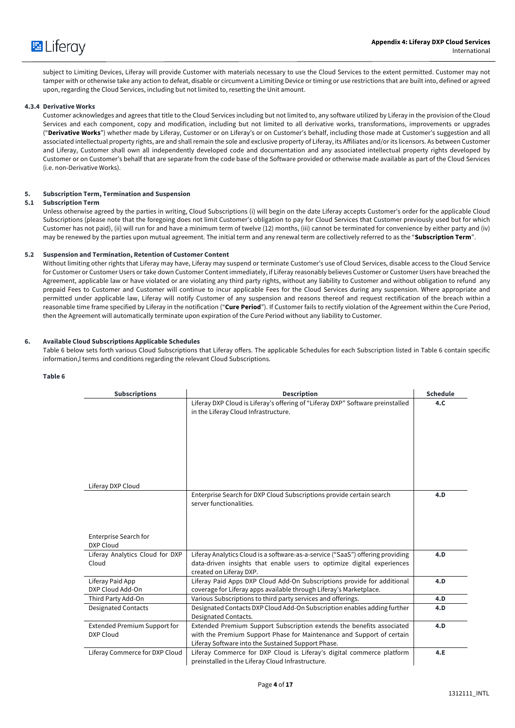subject to Limiting Devices, Liferay will provide Customer with materials necessary to use the Cloud Services to the extent permitted. Customer may not tamper with or otherwise take any action to defeat, disable or circumvent a Limiting Device or timing or use restrictions that are built into, defined or agreed upon, regarding the Cloud Services, including but not limited to, resetting the Unit amount.

#### 4.3.4 Derivative Works

Customer acknowledges and agrees that title to the Cloud Services including but not limited to, any software utilized by Liferay in the provision of the Cloud Services and each component, copy and modification, including but not limited to all derivative works, transformations, improvements or upgrades ("**Derivative Works**") whether made by Liferay, Customer or on Liferay's or on Customer's behalf, including those made at Customer's suggestion and all associated intellectual property rights, are and shall remain the sole and exclusive property of Liferay, its Affiliates and/or its licensors. As between Customer and Liferay, Customer shall own all independently developed code and documentation and any associated intellectual property rights developed by Customer or on Customer's behalf that are separate from the code base of the Software provided or otherwise made available as part of the Cloud Services (i.e. non-Derivative Works).

## 5. Subscription Term, Termination and Suspension

### 5.1 Subscription Term

Unless otherwise agreed by the parties in writing, Cloud Subscriptions (i) will begin on the date Liferay accepts Customer's order for the applicable Cloud Subscriptions (please note that the foregoing does not limit Customer's obligation to pay for Cloud Services that Customer previously used but for which Customer has not paid), (ii) will run for and have a minimum term of twelve (12) months, (iii) cannot be terminated for convenience by either party and (iv) may be renewed by the parties upon mutual agreement. The initial term and any renewal term are collectively referred to as the "**Subscription Term**".

### 5.2 Suspension and Termination, Retention of Customer Content

Without limiting other rights that Liferay may have, Liferay may suspend or terminate Customer's use of Cloud Services, disable access to the Cloud Service for Customer or Customer Users or take down Customer Content immediately, if Liferay reasonably believes Customer or Customer Users have breached the Agreement, applicable law or have violated or are violating any third party rights, without any liability to Customer and without obligation to refund any prepaid Fees to Customer and Customer will continue to incur applicable Fees for the Cloud Services during any suspension. Where appropriate and permitted under applicable law, Liferay will notify Customer of any suspension and reasons thereof and request rectification of the breach within a reasonable time frame specified by Liferay in the notification ("**Cure Period**"). If Customer fails to rectify violation of the Agreement within the Cure Period, then the Agreement will automatically terminate upon expiration of the Cure Period without any liability to Customer.

## 6. Available Cloud Subscriptions Applicable Schedules

Table 6 below sets forth various Cloud Subscriptions that Liferay offers. The applicable Schedules for each Subscription listed in Table 6 contain specific information,l terms and conditions regarding the relevant Cloud Subscriptions.

**Table 6**

| Subscriptions | Description | Schedule |
|---|---|---|
| Liferay DXP Cloud | Liferay DXP Cloud is Liferay's offering of "Liferay DXP" Software preinstalled in the Liferay Cloud Infrastructure. | **4.C** |
| Enterprise Search for DXP Cloud | Enterprise Search for DXP Cloud Subscriptions provide certain search server functionalities. | **4.D** |
| Liferay Analytics Cloud for DXP Cloud | Liferay Analytics Cloud is a software-as-a-service ("SaaS") offering providing data-driven insights that enable users to optimize digital experiences created on Liferay DXP. | **4.D** |
| Liferay Paid App DXP Cloud Add-On | Liferay Paid Apps DXP Cloud Add-On Subscriptions provide for additional coverage for Liferay apps available through Liferay's Marketplace. | **4.D** |
| Third Party Add-On | Various Subscriptions to third party services and offerings. | **4.D** |
| Designated Contacts | Designated Contacts DXP Cloud Add-On Subscription enables adding further Designated Contacts. | **4.D** |
| Extended Premium Support for DXP Cloud | Extended Premium Support Subscription extends the benefits associated with the Premium Support Phase for Maintenance and Support of certain Liferay Software into the Sustained Support Phase. | **4.D** |
| Liferay Commerce for DXP Cloud | Liferay Commerce for DXP Cloud is Liferay's digital commerce platform preinstalled in the Liferay Cloud Infrastructure. | **4.E** |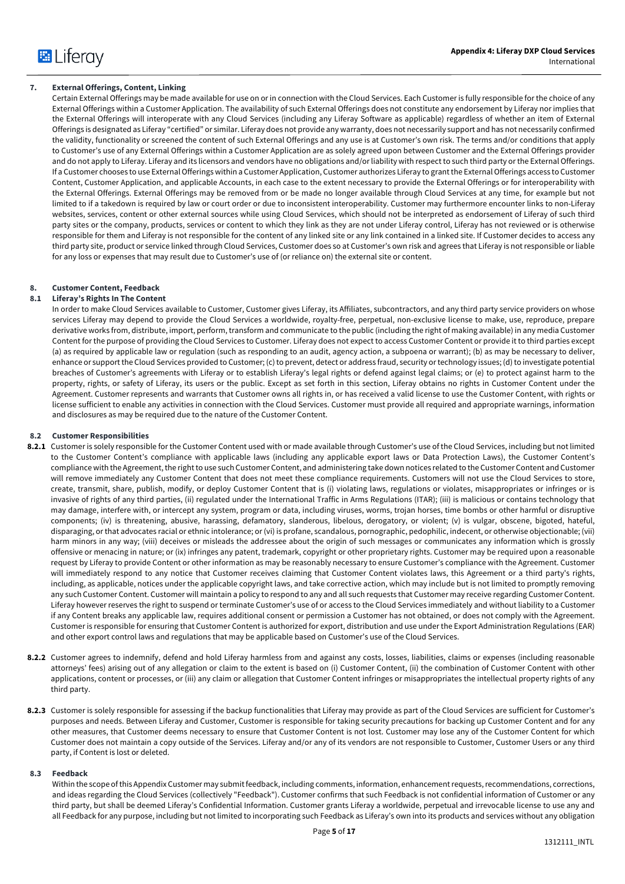### 7. External Offerings, Content, Linking

Certain External Offerings may be made available for use on or in connection with the Cloud Services. Each Customer is fully responsible for the choice of any External Offerings within a Customer Application. The availability of such External Offerings does not constitute any endorsement by Liferay nor implies that the External Offerings will interoperate with any Cloud Services (including any Liferay Software as applicable) regardless of whether an item of External Offerings is designated as Liferay "certified" or similar. Liferay does not provide any warranty, does not necessarily support and has not necessarily confirmed the validity, functionality or screened the content of such External Offerings and any use is at Customer's own risk. The terms and/or conditions that apply to Customer's use of any External Offerings within a Customer Application are as solely agreed upon between Customer and the External Offerings provider and do not apply to Liferay. Liferay and its licensors and vendors have no obligations and/or liability with respect to such third party or the External Offerings. If a Customer chooses to use External Offerings within a Customer Application, Customer authorizes Liferay to grant the External Offerings access to Customer Content, Customer Application, and applicable Accounts, in each case to the extent necessary to provide the External Offerings or for interoperability with the External Offerings. External Offerings may be removed from or be made no longer available through Cloud Services at any time, for example but not limited to if a takedown is required by law or court order or due to inconsistent interoperability. Customer may furthermore encounter links to non-Liferay websites, services, content or other external sources while using Cloud Services, which should not be interpreted as endorsement of Liferay of such third party sites or the company, products, services or content to which they link as they are not under Liferay control, Liferay has not reviewed or is otherwise responsible for them and Liferay is not responsible for the content of any linked site or any link contained in a linked site. If Customer decides to access any third party site, product or service linked through Cloud Services, Customer does so at Customer's own risk and agrees that Liferay is not responsible or liable for any loss or expenses that may result due to Customer's use of (or reliance on) the external site or content.

### 8. Customer Content, Feedback

#### 8.1 Liferay's Rights In The Content

In order to make Cloud Services available to Customer, Customer gives Liferay, its Affiliates, subcontractors, and any third party service providers on whose services Liferay may depend to provide the Cloud Services a worldwide, royalty-free, perpetual, non-exclusive license to make, use, reproduce, prepare derivative works from, distribute, import, perform, transform and communicate to the public (including the right of making available) in any media Customer Content for the purpose of providing the Cloud Services to Customer. Liferay does not expect to access Customer Content or provide it to third parties except (a) as required by applicable law or regulation (such as responding to an audit, agency action, a subpoena or warrant); (b) as may be necessary to deliver, enhance or support the Cloud Services provided to Customer; (c) to prevent, detect or address fraud, security or technology issues; (d) to investigate potential breaches of Customer's agreements with Liferay or to establish Liferay's legal rights or defend against legal claims; or (e) to protect against harm to the property, rights, or safety of Liferay, its users or the public. Except as set forth in this section, Liferay obtains no rights in Customer Content under the Agreement. Customer represents and warrants that Customer owns all rights in, or has received a valid license to use the Customer Content, with rights or license sufficient to enable any activities in connection with the Cloud Services. Customer must provide all required and appropriate warnings, information and disclosures as may be required due to the nature of the Customer Content.

#### 8.2 Customer Responsibilities

**8.2.1** Customer is solely responsible for the Customer Content used with or made available through Customer's use of the Cloud Services, including but not limited to the Customer Content's compliance with applicable laws (including any applicable export laws or Data Protection Laws), the Customer Content's compliance with the Agreement, the right to use such Customer Content, and administering take down notices related to the Customer Content and Customer will remove immediately any Customer Content that does not meet these compliance requirements. Customers will not use the Cloud Services to store, create, transmit, share, publish, modify, or deploy Customer Content that is (i) violating laws, regulations or violates, misappropriates or infringes or is invasive of rights of any third parties, (ii) regulated under the International Traffic in Arms Regulations (ITAR); (iii) is malicious or contains technology that may damage, interfere with, or intercept any system, program or data, including viruses, worms, trojan horses, time bombs or other harmful or disruptive components; (iv) is threatening, abusive, harassing, defamatory, slanderous, libelous, derogatory, or violent; (v) is vulgar, obscene, bigoted, hateful, disparaging, or that advocates racial or ethnic intolerance; or (vi) is profane, scandalous, pornographic, pedophilic, indecent, or otherwise objectionable; (vii) harm minors in any way; (viii) deceives or misleads the addressee about the origin of such messages or communicates any information which is grossly offensive or menacing in nature; or (ix) infringes any patent, trademark, copyright or other proprietary rights. Customer may be required upon a reasonable request by Liferay to provide Content or other information as may be reasonably necessary to ensure Customer's compliance with the Agreement. Customer will immediately respond to any notice that Customer receives claiming that Customer Content violates laws, this Agreement or a third party's rights, including, as applicable, notices under the applicable copyright laws, and take corrective action, which may include but is not limited to promptly removing any such Customer Content. Customer will maintain a policy to respond to any and all such requests that Customer may receive regarding Customer Content. Liferay however reserves the right to suspend or terminate Customer's use of or access to the Cloud Services immediately and without liability to a Customer if any Content breaks any applicable law, requires additional consent or permission a Customer has not obtained, or does not comply with the Agreement. Customer is responsible for ensuring that Customer Content is authorized for export, distribution and use under the Export Administration Regulations (EAR) and other export control laws and regulations that may be applicable based on Customer's use of the Cloud Services.

**8.2.2** Customer agrees to indemnify, defend and hold Liferay harmless from and against any costs, losses, liabilities, claims or expenses (including reasonable attorneys' fees) arising out of any allegation or claim to the extent is based on (i) Customer Content, (ii) the combination of Customer Content with other applications, content or processes, or (iii) any claim or allegation that Customer Content infringes or misappropriates the intellectual property rights of any third party.

**8.2.3** Customer is solely responsible for assessing if the backup functionalities that Liferay may provide as part of the Cloud Services are sufficient for Customer's purposes and needs. Between Liferay and Customer, Customer is responsible for taking security precautions for backing up Customer Content and for any other measures, that Customer deems necessary to ensure that Customer Content is not lost. Customer may lose any of the Customer Content for which Customer does not maintain a copy outside of the Services. Liferay and/or any of its vendors are not responsible to Customer, Customer Users or any third party, if Content is lost or deleted.

#### 8.3 Feedback

Within the scope of this Appendix Customer may submit feedback, including comments, information, enhancement requests, recommendations, corrections, and ideas regarding the Cloud Services (collectively "Feedback"). Customer confirms that such Feedback is not confidential information of Customer or any third party, but shall be deemed Liferay's Confidential Information. Customer grants Liferay a worldwide, perpetual and irrevocable license to use any and all Feedback for any purpose, including but not limited to incorporating such Feedback as Liferay's own into its products and services without any obligation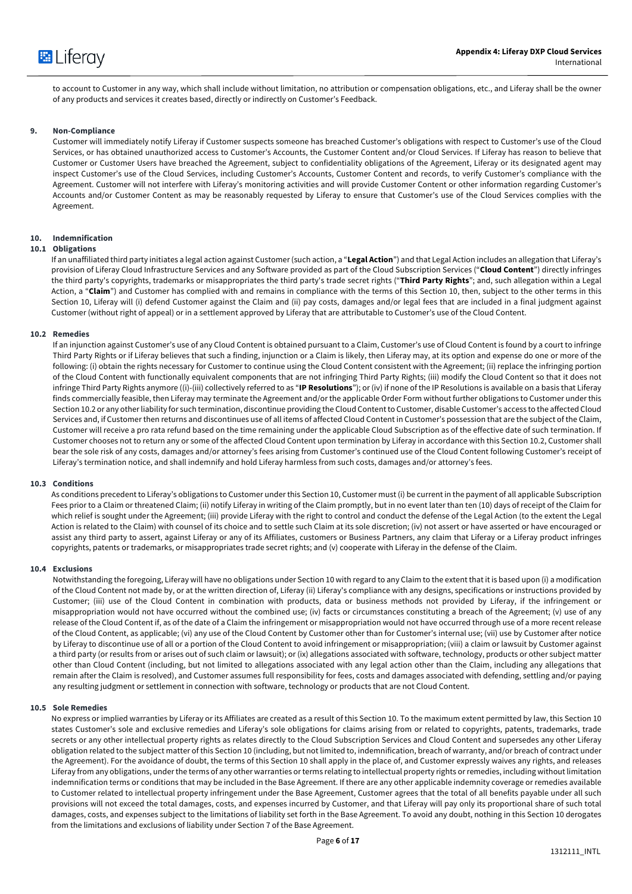to account to Customer in any way, which shall include without limitation, no attribution or compensation obligations, etc., and Liferay shall be the owner of any products and services it creates based, directly or indirectly on Customer's Feedback.

## 9. Non-Compliance

Customer will immediately notify Liferay if Customer suspects someone has breached Customer's obligations with respect to Customer's use of the Cloud Services, or has obtained unauthorized access to Customer's Accounts, the Customer Content and/or Cloud Services. If Liferay has reason to believe that Customer or Customer Users have breached the Agreement, subject to confidentiality obligations of the Agreement, Liferay or its designated agent may inspect Customer's use of the Cloud Services, including Customer's Accounts, Customer Content and records, to verify Customer's compliance with the Agreement. Customer will not interfere with Liferay's monitoring activities and will provide Customer Content or other information regarding Customer's Accounts and/or Customer Content as may be reasonably requested by Liferay to ensure that Customer's use of the Cloud Services complies with the Agreement.

## 10. Indemnification

### 10.1 Obligations

If an unaffiliated third party initiates a legal action against Customer (such action, a "**Legal Action**") and that Legal Action includes an allegation that Liferay's provision of Liferay Cloud Infrastructure Services and any Software provided as part of the Cloud Subscription Services ("**Cloud Content**") directly infringes the third party's copyrights, trademarks or misappropriates the third party's trade secret rights ("**Third Party Rights**"; and, such allegation within a Legal Action, a "**Claim**") and Customer has complied with and remains in compliance with the terms of this Section 10, then, subject to the other terms in this Section 10, Liferay will (i) defend Customer against the Claim and (ii) pay costs, damages and/or legal fees that are included in a final judgment against Customer (without right of appeal) or in a settlement approved by Liferay that are attributable to Customer's use of the Cloud Content.

### 10.2 Remedies

If an injunction against Customer's use of any Cloud Content is obtained pursuant to a Claim, Customer's use of Cloud Content is found by a court to infringe Third Party Rights or if Liferay believes that such a finding, injunction or a Claim is likely, then Liferay may, at its option and expense do one or more of the following: (i) obtain the rights necessary for Customer to continue using the Cloud Content consistent with the Agreement; (ii) replace the infringing portion of the Cloud Content with functionally equivalent components that are not infringing Third Party Rights; (iii) modify the Cloud Content so that it does not infringe Third Party Rights anymore ((i)-(iii) collectively referred to as "**IP Resolutions**"); or (iv) if none of the IP Resolutions is available on a basis that Liferay finds commercially feasible, then Liferay may terminate the Agreement and/or the applicable Order Form without further obligations to Customer under this Section 10.2 or any other liability for such termination, discontinue providing the Cloud Content to Customer, disable Customer's access to the affected Cloud Services and, if Customer then returns and discontinues use of all items of affected Cloud Content in Customer's possession that are the subject of the Claim, Customer will receive a pro rata refund based on the time remaining under the applicable Cloud Subscription as of the effective date of such termination. If Customer chooses not to return any or some of the affected Cloud Content upon termination by Liferay in accordance with this Section 10.2, Customer shall bear the sole risk of any costs, damages and/or attorney's fees arising from Customer's continued use of the Cloud Content following Customer's receipt of Liferay's termination notice, and shall indemnify and hold Liferay harmless from such costs, damages and/or attorney's fees.

### 10.3 Conditions

As conditions precedent to Liferay's obligations to Customer under this Section 10, Customer must (i) be current in the payment of all applicable Subscription Fees prior to a Claim or threatened Claim; (ii) notify Liferay in writing of the Claim promptly, but in no event later than ten (10) days of receipt of the Claim for which relief is sought under the Agreement; (iii) provide Liferay with the right to control and conduct the defense of the Legal Action (to the extent the Legal Action is related to the Claim) with counsel of its choice and to settle such Claim at its sole discretion; (iv) not assert or have asserted or have encouraged or assist any third party to assert, against Liferay or any of its Affiliates, customers or Business Partners, any claim that Liferay or a Liferay product infringes copyrights, patents or trademarks, or misappropriates trade secret rights; and (v) cooperate with Liferay in the defense of the Claim.

### 10.4 Exclusions

Notwithstanding the foregoing, Liferay will have no obligations under Section 10 with regard to any Claim to the extent that it is based upon (i) a modification of the Cloud Content not made by, or at the written direction of, Liferay (ii) Liferay's compliance with any designs, specifications or instructions provided by Customer; (iii) use of the Cloud Content in combination with products, data or business methods not provided by Liferay, if the infringement or misappropriation would not have occurred without the combined use; (iv) facts or circumstances constituting a breach of the Agreement; (v) use of any release of the Cloud Content if, as of the date of a Claim the infringement or misappropriation would not have occurred through use of a more recent release of the Cloud Content, as applicable; (vi) any use of the Cloud Content by Customer other than for Customer's internal use; (vii) use by Customer after notice by Liferay to discontinue use of all or a portion of the Cloud Content to avoid infringement or misappropriation; (viii) a claim or lawsuit by Customer against a third party (or results from or arises out of such claim or lawsuit); or (ix) allegations associated with software, technology, products or other subject matter other than Cloud Content (including, but not limited to allegations associated with any legal action other than the Claim, including any allegations that remain after the Claim is resolved), and Customer assumes full responsibility for fees, costs and damages associated with defending, settling and/or paying any resulting judgment or settlement in connection with software, technology or products that are not Cloud Content.

### 10.5 Sole Remedies

No express or implied warranties by Liferay or its Affiliates are created as a result of this Section 10. To the maximum extent permitted by law, this Section 10 states Customer's sole and exclusive remedies and Liferay's sole obligations for claims arising from or related to copyrights, patents, trademarks, trade secrets or any other intellectual property rights as relates directly to the Cloud Subscription Services and Cloud Content and supersedes any other Liferay obligation related to the subject matter of this Section 10 (including, but not limited to, indemnification, breach of warranty, and/or breach of contract under the Agreement). For the avoidance of doubt, the terms of this Section 10 shall apply in the place of, and Customer expressly waives any rights, and releases Liferay from any obligations, under the terms of any other warranties or terms relating to intellectual property rights or remedies, including without limitation indemnification terms or conditions that may be included in the Base Agreement. If there are any other applicable indemnity coverage or remedies available to Customer related to intellectual property infringement under the Base Agreement, Customer agrees that the total of all benefits payable under all such provisions will not exceed the total damages, costs, and expenses incurred by Customer, and that Liferay will pay only its proportional share of such total damages, costs, and expenses subject to the limitations of liability set forth in the Base Agreement. To avoid any doubt, nothing in this Section 10 derogates from the limitations and exclusions of liability under Section 7 of the Base Agreement.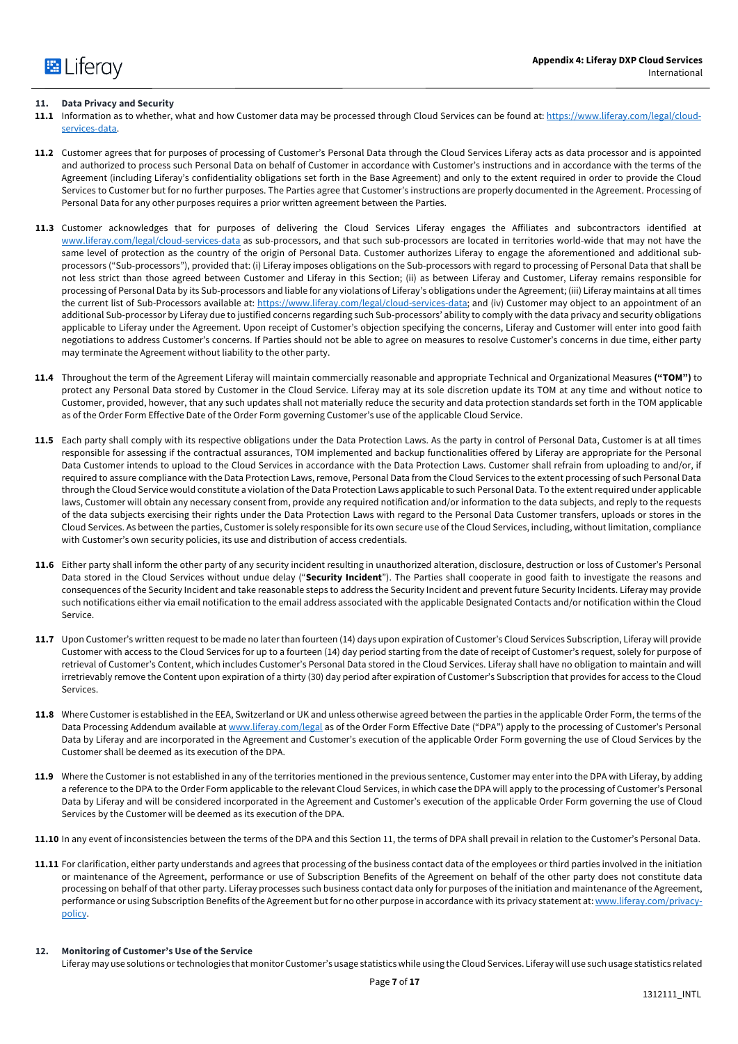## 11. Data Privacy and Security

**11.1** Information as to whether, what and how Customer data may be processed through Cloud Services can be found at: [https://www.liferay.com/legal/cloud-services-data](https://www.liferay.com/legal/cloud-services-data).

**11.2** Customer agrees that for purposes of processing of Customer's Personal Data through the Cloud Services Liferay acts as data processor and is appointed and authorized to process such Personal Data on behalf of Customer in accordance with Customer's instructions and in accordance with the terms of the Agreement (including Liferay's confidentiality obligations set forth in the Base Agreement) and only to the extent required in order to provide the Cloud Services to Customer but for no further purposes. The Parties agree that Customer's instructions are properly documented in the Agreement. Processing of Personal Data for any other purposes requires a prior written agreement between the Parties.

**11.3** Customer acknowledges that for purposes of delivering the Cloud Services Liferay engages the Affiliates and subcontractors identified at [www.liferay.com/legal/cloud-services-data](www.liferay.com/legal/cloud-services-data) as sub-processors, and that such sub-processors are located in territories world-wide that may not have the same level of protection as the country of the origin of Personal Data. Customer authorizes Liferay to engage the aforementioned and additional sub-processors ("Sub-processors"), provided that: (i) Liferay imposes obligations on the Sub-processors with regard to processing of Personal Data that shall be not less strict than those agreed between Customer and Liferay in this Section; (ii) as between Liferay and Customer, Liferay remains responsible for processing of Personal Data by its Sub-processors and liable for any violations of Liferay's obligations under the Agreement; (iii) Liferay maintains at all times the current list of Sub-Processors available at: [https://www.liferay.com/legal/cloud-services-data](https://www.liferay.com/legal/cloud-services-data); and (iv) Customer may object to an appointment of an additional Sub-processor by Liferay due to justified concerns regarding such Sub-processors' ability to comply with the data privacy and security obligations applicable to Liferay under the Agreement. Upon receipt of Customer's objection specifying the concerns, Liferay and Customer will enter into good faith negotiations to address Customer's concerns. If Parties should not be able to agree on measures to resolve Customer's concerns in due time, either party may terminate the Agreement without liability to the other party.

**11.4** Throughout the term of the Agreement Liferay will maintain commercially reasonable and appropriate Technical and Organizational Measures **("TOM")** to protect any Personal Data stored by Customer in the Cloud Service. Liferay may at its sole discretion update its TOM at any time and without notice to Customer, provided, however, that any such updates shall not materially reduce the security and data protection standards set forth in the TOM applicable as of the Order Form Effective Date of the Order Form governing Customer's use of the applicable Cloud Service.

**11.5** Each party shall comply with its respective obligations under the Data Protection Laws. As the party in control of Personal Data, Customer is at all times responsible for assessing if the contractual assurances, TOM implemented and backup functionalities offered by Liferay are appropriate for the Personal Data Customer intends to upload to the Cloud Services in accordance with the Data Protection Laws. Customer shall refrain from uploading to and/or, if required to assure compliance with the Data Protection Laws, remove, Personal Data from the Cloud Services to the extent processing of such Personal Data through the Cloud Service would constitute a violation of the Data Protection Laws applicable to such Personal Data. To the extent required under applicable laws, Customer will obtain any necessary consent from, provide any required notification and/or information to the data subjects, and reply to the requests of the data subjects exercising their rights under the Data Protection Laws with regard to the Personal Data Customer transfers, uploads or stores in the Cloud Services. As between the parties, Customer is solely responsible for its own secure use of the Cloud Services, including, without limitation, compliance with Customer's own security policies, its use and distribution of access credentials.

**11.6** Either party shall inform the other party of any security incident resulting in unauthorized alteration, disclosure, destruction or loss of Customer's Personal Data stored in the Cloud Services without undue delay ("**Security Incident**"). The Parties shall cooperate in good faith to investigate the reasons and consequences of the Security Incident and take reasonable steps to address the Security Incident and prevent future Security Incidents. Liferay may provide such notifications either via email notification to the email address associated with the applicable Designated Contacts and/or notification within the Cloud Service.

**11.7** Upon Customer's written request to be made no later than fourteen (14) days upon expiration of Customer's Cloud Services Subscription, Liferay will provide Customer with access to the Cloud Services for up to a fourteen (14) day period starting from the date of receipt of Customer's request, solely for purpose of retrieval of Customer's Content, which includes Customer's Personal Data stored in the Cloud Services. Liferay shall have no obligation to maintain and will irretrievably remove the Content upon expiration of a thirty (30) day period after expiration of Customer's Subscription that provides for access to the Cloud Services.

**11.8** Where Customer is established in the EEA, Switzerland or UK and unless otherwise agreed between the parties in the applicable Order Form, the terms of the Data Processing Addendum available at [www.liferay.com/legal](www.liferay.com/legal) as of the Order Form Effective Date ("DPA") apply to the processing of Customer's Personal Data by Liferay and are incorporated in the Agreement and Customer's execution of the applicable Order Form governing the use of Cloud Services by the Customer shall be deemed as its execution of the DPA.

**11.9** Where the Customer is not established in any of the territories mentioned in the previous sentence, Customer may enter into the DPA with Liferay, by adding a reference to the DPA to the Order Form applicable to the relevant Cloud Services, in which case the DPA will apply to the processing of Customer's Personal Data by Liferay and will be considered incorporated in the Agreement and Customer's execution of the applicable Order Form governing the use of Cloud Services by the Customer will be deemed as its execution of the DPA.

**11.10** In any event of inconsistencies between the terms of the DPA and this Section 11, the terms of DPA shall prevail in relation to the Customer's Personal Data.

**11.11** For clarification, either party understands and agrees that processing of the business contact data of the employees or third parties involved in the initiation or maintenance of the Agreement, performance or use of Subscription Benefits of the Agreement on behalf of the other party does not constitute data processing on behalf of that other party. Liferay processes such business contact data only for purposes of the initiation and maintenance of the Agreement, performance or using Subscription Benefits of the Agreement but for no other purpose in accordance with its privacy statement at: [www.liferay.com/privacy-policy](www.liferay.com/privacy-policy).

## 12. Monitoring of Customer's Use of the Service

Liferay may use solutions or technologies that monitor Customer's usage statistics while using the Cloud Services. Liferay will use such usage statistics related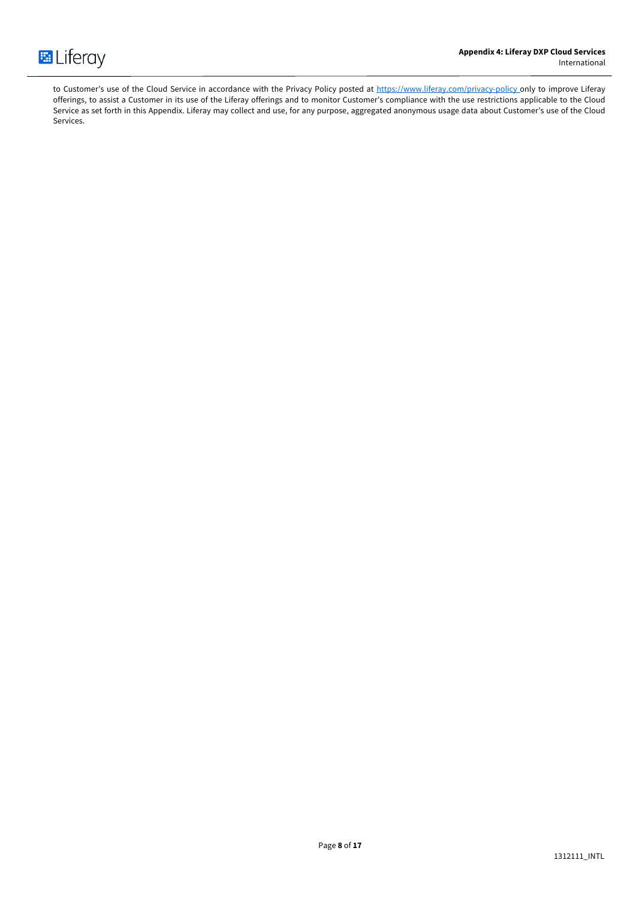to Customer's use of the Cloud Service in accordance with the Privacy Policy posted at https://www.liferay.com/privacy-policy only to improve Liferay offerings, to assist a Customer in its use of the Liferay offerings and to monitor Customer's compliance with the use restrictions applicable to the Cloud Service as set forth in this Appendix. Liferay may collect and use, for any purpose, aggregated anonymous usage data about Customer's use of the Cloud Services.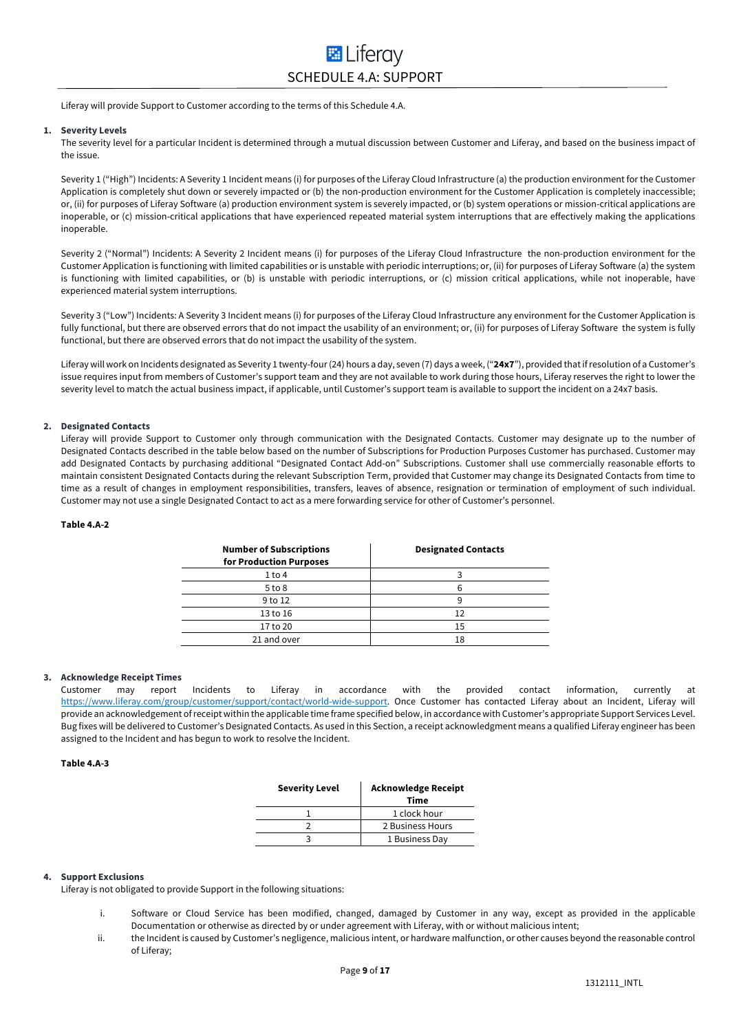# SCHEDULE 4.A: SUPPORT

Liferay will provide Support to Customer according to the terms of this Schedule 4.A.

## 1. Severity Levels

The severity level for a particular Incident is determined through a mutual discussion between Customer and Liferay, and based on the business impact of the issue.

Severity 1 ("High") Incidents: A Severity 1 Incident means (i) for purposes of the Liferay Cloud Infrastructure (a) the production environment for the Customer Application is completely shut down or severely impacted or (b) the non-production environment for the Customer Application is completely inaccessible; or, (ii) for purposes of Liferay Software (a) production environment system is severely impacted, or (b) system operations or mission-critical applications are inoperable, or (c) mission-critical applications that have experienced repeated material system interruptions that are effectively making the applications inoperable.

Severity 2 ("Normal") Incidents: A Severity 2 Incident means (i) for purposes of the Liferay Cloud Infrastructure the non-production environment for the Customer Application is functioning with limited capabilities or is unstable with periodic interruptions; or, (ii) for purposes of Liferay Software (a) the system is functioning with limited capabilities, or (b) is unstable with periodic interruptions, or (c) mission critical applications, while not inoperable, have experienced material system interruptions.

Severity 3 ("Low") Incidents: A Severity 3 Incident means (i) for purposes of the Liferay Cloud Infrastructure any environment for the Customer Application is fully functional, but there are observed errors that do not impact the usability of an environment; or, (ii) for purposes of Liferay Software the system is fully functional, but there are observed errors that do not impact the usability of the system.

Liferay will work on Incidents designated as Severity 1 twenty-four (24) hours a day, seven (7) days a week, ("**24x7**"), provided that if resolution of a Customer's issue requires input from members of Customer's support team and they are not available to work during those hours, Liferay reserves the right to lower the severity level to match the actual business impact, if applicable, until Customer's support team is available to support the incident on a 24x7 basis.

## 2. Designated Contacts

Liferay will provide Support to Customer only through communication with the Designated Contacts. Customer may designate up to the number of Designated Contacts described in the table below based on the number of Subscriptions for Production Purposes Customer has purchased. Customer may add Designated Contacts by purchasing additional "Designated Contact Add-on" Subscriptions. Customer shall use commercially reasonable efforts to maintain consistent Designated Contacts during the relevant Subscription Term, provided that Customer may change its Designated Contacts from time to time as a result of changes in employment responsibilities, transfers, leaves of absence, resignation or termination of employment of such individual. Customer may not use a single Designated Contact to act as a mere forwarding service for other of Customer's personnel.

**Table 4.A-2**

| Number of Subscriptions for Production Purposes | Designated Contacts |
|---|---|
| 1 to 4 | 3 |
| 5 to 8 | 6 |
| 9 to 12 | 9 |
| 13 to 16 | 12 |
| 17 to 20 | 15 |
| 21 and over | 18 |

## 3. Acknowledge Receipt Times

Customer may report Incidents to Liferay in accordance with the provided contact information, currently at https://www.liferay.com/group/customer/support/contact/world-wide-support. Once Customer has contacted Liferay about an Incident, Liferay will provide an acknowledgement of receipt within the applicable time frame specified below, in accordance with Customer's appropriate Support Services Level. Bug fixes will be delivered to Customer's Designated Contacts. As used in this Section, a receipt acknowledgment means a qualified Liferay engineer has been assigned to the Incident and has begun to work to resolve the Incident.

**Table 4.A-3**

| Severity Level | Acknowledge Receipt Time |
|---|---|
| 1 | 1 clock hour |
| 2 | 2 Business Hours |
| 3 | 1 Business Day |

## 4. Support Exclusions

Liferay is not obligated to provide Support in the following situations:

i. Software or Cloud Service has been modified, changed, damaged by Customer in any way, except as provided in the applicable Documentation or otherwise as directed by or under agreement with Liferay, with or without malicious intent;

ii. the Incident is caused by Customer's negligence, malicious intent, or hardware malfunction, or other causes beyond the reasonable control of Liferay;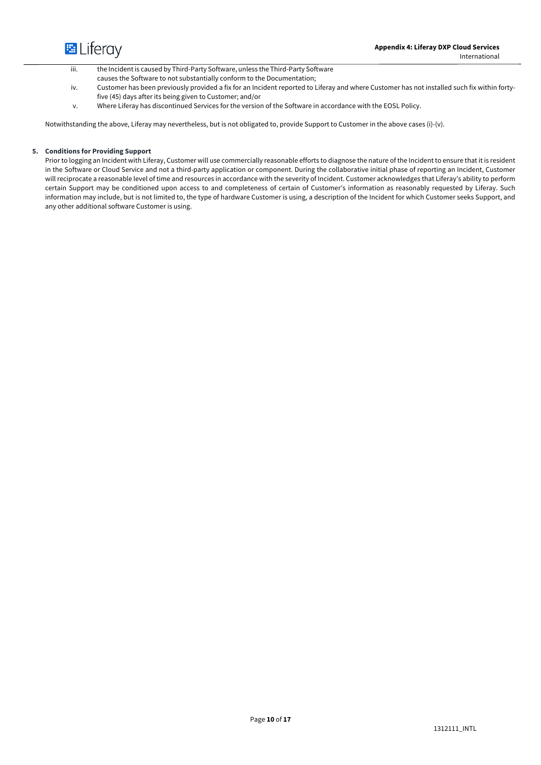iii. the Incident is caused by Third-Party Software, unless the Third-Party Software causes the Software to not substantially conform to the Documentation;

iv. Customer has been previously provided a fix for an Incident reported to Liferay and where Customer has not installed such fix within forty-five (45) days after its being given to Customer; and/or

v. Where Liferay has discontinued Services for the version of the Software in accordance with the EOSL Policy.

Notwithstanding the above, Liferay may nevertheless, but is not obligated to, provide Support to Customer in the above cases (i)-(v).

**5. Conditions for Providing Support**

Prior to logging an Incident with Liferay, Customer will use commercially reasonable efforts to diagnose the nature of the Incident to ensure that it is resident in the Software or Cloud Service and not a third-party application or component. During the collaborative initial phase of reporting an Incident, Customer will reciprocate a reasonable level of time and resources in accordance with the severity of Incident. Customer acknowledges that Liferay's ability to perform certain Support may be conditioned upon access to and completeness of certain of Customer's information as reasonably requested by Liferay. Such information may include, but is not limited to, the type of hardware Customer is using, a description of the Incident for which Customer seeks Support, and any other additional software Customer is using.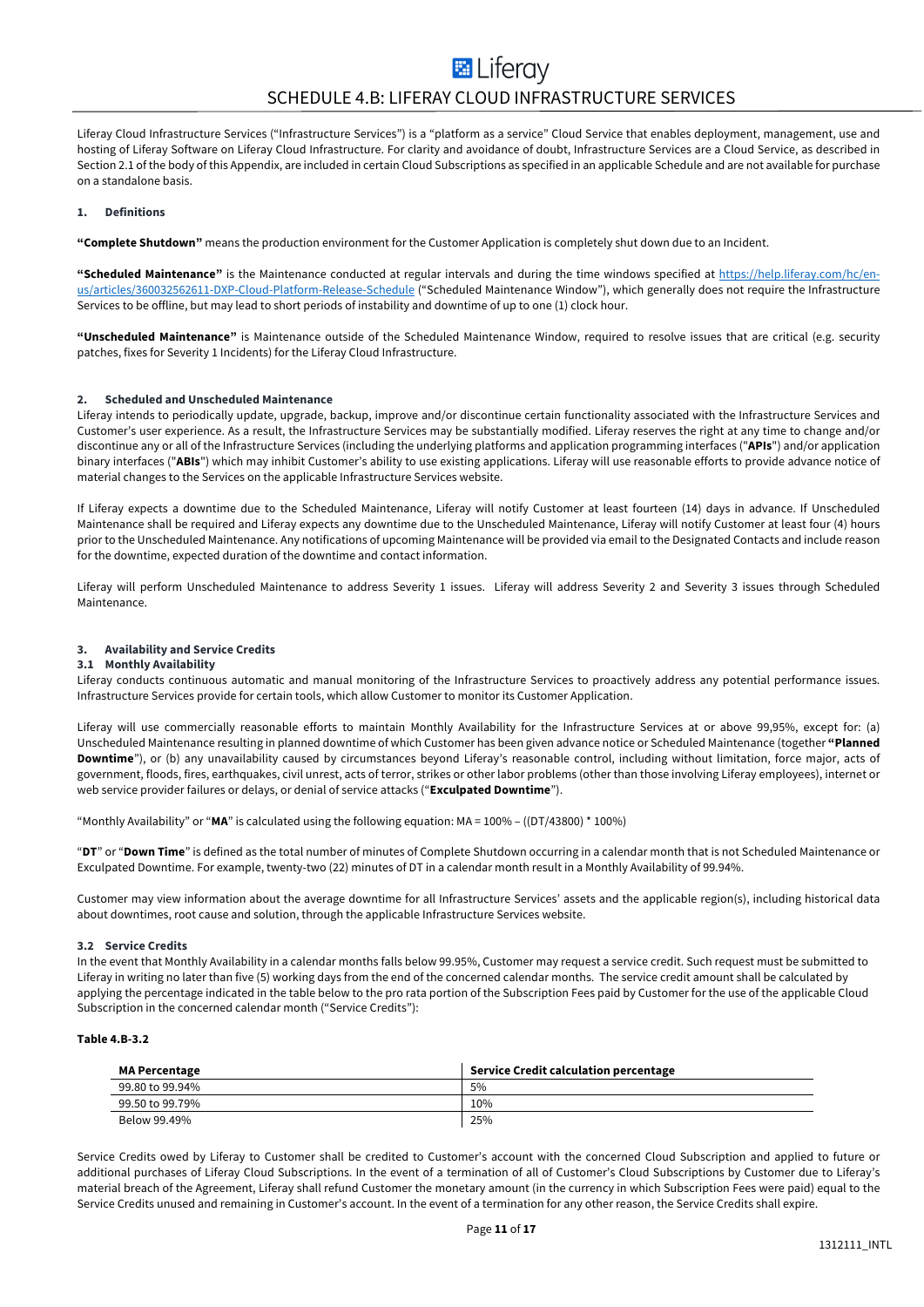# SCHEDULE 4.B: LIFERAY CLOUD INFRASTRUCTURE SERVICES

Liferay Cloud Infrastructure Services ("Infrastructure Services") is a "platform as a service" Cloud Service that enables deployment, management, use and hosting of Liferay Software on Liferay Cloud Infrastructure. For clarity and avoidance of doubt, Infrastructure Services are a Cloud Service, as described in Section 2.1 of the body of this Appendix, are included in certain Cloud Subscriptions as specified in an applicable Schedule and are not available for purchase on a standalone basis.

## 1. Definitions

**"Complete Shutdown"** means the production environment for the Customer Application is completely shut down due to an Incident.

**"Scheduled Maintenance"** is the Maintenance conducted at regular intervals and during the time windows specified at [https://help.liferay.com/hc/en-us/articles/360032562611-DXP-Cloud-Platform-Release-Schedule](https://help.liferay.com/hc/en-us/articles/360032562611-DXP-Cloud-Platform-Release-Schedule) ("Scheduled Maintenance Window"), which generally does not require the Infrastructure Services to be offline, but may lead to short periods of instability and downtime of up to one (1) clock hour.

**"Unscheduled Maintenance"** is Maintenance outside of the Scheduled Maintenance Window, required to resolve issues that are critical (e.g. security patches, fixes for Severity 1 Incidents) for the Liferay Cloud Infrastructure.

## 2. Scheduled and Unscheduled Maintenance

Liferay intends to periodically update, upgrade, backup, improve and/or discontinue certain functionality associated with the Infrastructure Services and Customer's user experience. As a result, the Infrastructure Services may be substantially modified. Liferay reserves the right at any time to change and/or discontinue any or all of the Infrastructure Services (including the underlying platforms and application programming interfaces ("**APIs**") and/or application binary interfaces ("**ABIs**") which may inhibit Customer's ability to use existing applications. Liferay will use reasonable efforts to provide advance notice of material changes to the Services on the applicable Infrastructure Services website.

If Liferay expects a downtime due to the Scheduled Maintenance, Liferay will notify Customer at least fourteen (14) days in advance. If Unscheduled Maintenance shall be required and Liferay expects any downtime due to the Unscheduled Maintenance, Liferay will notify Customer at least four (4) hours prior to the Unscheduled Maintenance. Any notifications of upcoming Maintenance will be provided via email to the Designated Contacts and include reason for the downtime, expected duration of the downtime and contact information.

Liferay will perform Unscheduled Maintenance to address Severity 1 issues. Liferay will address Severity 2 and Severity 3 issues through Scheduled Maintenance.

## 3. Availability and Service Credits

### 3.1 Monthly Availability

Liferay conducts continuous automatic and manual monitoring of the Infrastructure Services to proactively address any potential performance issues. Infrastructure Services provide for certain tools, which allow Customer to monitor its Customer Application.

Liferay will use commercially reasonable efforts to maintain Monthly Availability for the Infrastructure Services at or above 99,95%, except for: (a) Unscheduled Maintenance resulting in planned downtime of which Customer has been given advance notice or Scheduled Maintenance (together **"Planned Downtime"**), or (b) any unavailability caused by circumstances beyond Liferay's reasonable control, including without limitation, force major, acts of government, floods, fires, earthquakes, civil unrest, acts of terror, strikes or other labor problems (other than those involving Liferay employees), internet or web service provider failures or delays, or denial of service attacks ("**Exculpated Downtime**").

"Monthly Availability" or "**MA**" is calculated using the following equation: $MA = 100\% - ((DT/43800) * 100\%)$

"**DT**" or "**Down Time**" is defined as the total number of minutes of Complete Shutdown occurring in a calendar month that is not Scheduled Maintenance or Exculpated Downtime. For example, twenty-two (22) minutes of DT in a calendar month result in a Monthly Availability of 99.94%.

Customer may view information about the average downtime for all Infrastructure Services' assets and the applicable region(s), including historical data about downtimes, root cause and solution, through the applicable Infrastructure Services website.

### 3.2 Service Credits

In the event that Monthly Availability in a calendar months falls below 99.95%, Customer may request a service credit. Such request must be submitted to Liferay in writing no later than five (5) working days from the end of the concerned calendar months. The service credit amount shall be calculated by applying the percentage indicated in the table below to the pro rata portion of the Subscription Fees paid by Customer for the use of the applicable Cloud Subscription in the concerned calendar month ("Service Credits"):

**Table 4.B-3.2**

| MA Percentage | Service Credit calculation percentage |
|---|---|
| 99.80 to 99.94% | 5% |
| 99.50 to 99.79% | 10% |
| Below 99.49% | 25% |

Service Credits owed by Liferay to Customer shall be credited to Customer's account with the concerned Cloud Subscription and applied to future or additional purchases of Liferay Cloud Subscriptions. In the event of a termination of all of Customer's Cloud Subscriptions by Customer due to Liferay's material breach of the Agreement, Liferay shall refund Customer the monetary amount (in the currency in which Subscription Fees were paid) equal to the Service Credits unused and remaining in Customer's account. In the event of a termination for any other reason, the Service Credits shall expire.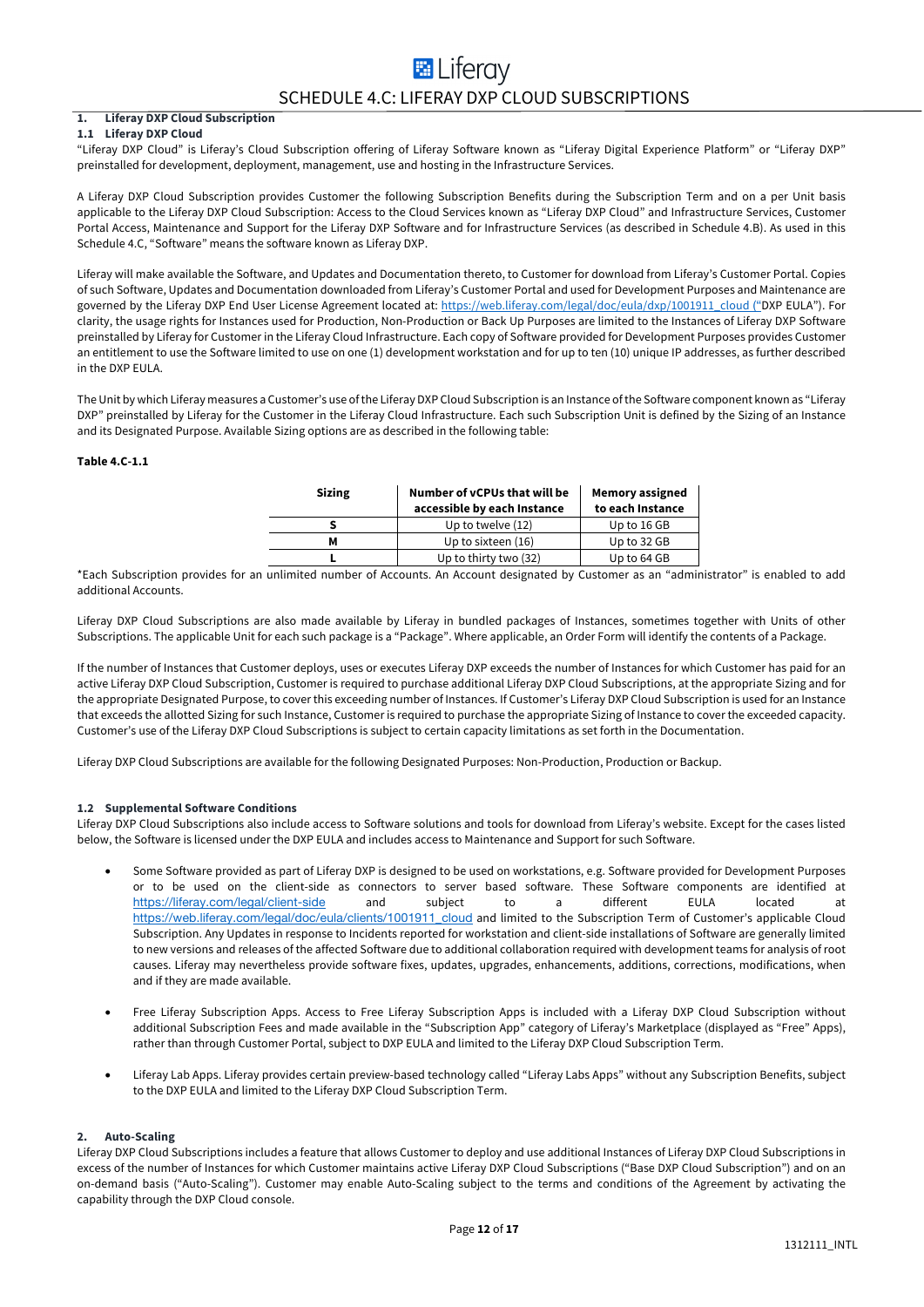# SCHEDULE 4.C: LIFERAY DXP CLOUD SUBSCRIPTIONS

## 1. Liferay DXP Cloud Subscription

### 1.1 Liferay DXP Cloud

"Liferay DXP Cloud" is Liferay's Cloud Subscription offering of Liferay Software known as "Liferay Digital Experience Platform" or "Liferay DXP" preinstalled for development, deployment, management, use and hosting in the Infrastructure Services.

A Liferay DXP Cloud Subscription provides Customer the following Subscription Benefits during the Subscription Term and on a per Unit basis applicable to the Liferay DXP Cloud Subscription: Access to the Cloud Services known as "Liferay DXP Cloud" and Infrastructure Services, Customer Portal Access, Maintenance and Support for the Liferay DXP Software and for Infrastructure Services (as described in Schedule 4.B). As used in this Schedule 4.C, "Software" means the software known as Liferay DXP.

Liferay will make available the Software, and Updates and Documentation thereto, to Customer for download from Liferay's Customer Portal. Copies of such Software, Updates and Documentation downloaded from Liferay's Customer Portal and used for Development Purposes and Maintenance are governed by the Liferay DXP End User License Agreement located at: https://web.liferay.com/legal/doc/eula/dxp/1001911_cloud ("DXP EULA"). For clarity, the usage rights for Instances used for Production, Non-Production or Back Up Purposes are limited to the Instances of Liferay DXP Software preinstalled by Liferay for Customer in the Liferay Cloud Infrastructure. Each copy of Software provided for Development Purposes provides Customer an entitlement to use the Software limited to use on one (1) development workstation and for up to ten (10) unique IP addresses, as further described in the DXP EULA.

The Unit by which Liferay measures a Customer's use of the Liferay DXP Cloud Subscription is an Instance of the Software component known as "Liferay DXP" preinstalled by Liferay for the Customer in the Liferay Cloud Infrastructure. Each such Subscription Unit is defined by the Sizing of an Instance and its Designated Purpose. Available Sizing options are as described in the following table:

**Table 4.C-1.1**

| Sizing | Number of vCPUs that will be accessible by each Instance | Memory assigned to each Instance |
|---|---|---|
| S | Up to twelve (12) | Up to 16 GB |
| M | Up to sixteen (16) | Up to 32 GB |
| L | Up to thirty two (32) | Up to 64 GB |

*Each Subscription provides for an unlimited number of Accounts. An Account designated by Customer as an "administrator" is enabled to add additional Accounts.

Liferay DXP Cloud Subscriptions are also made available by Liferay in bundled packages of Instances, sometimes together with Units of other Subscriptions. The applicable Unit for each such package is a "Package". Where applicable, an Order Form will identify the contents of a Package.

If the number of Instances that Customer deploys, uses or executes Liferay DXP exceeds the number of Instances for which Customer has paid for an active Liferay DXP Cloud Subscription, Customer is required to purchase additional Liferay DXP Cloud Subscriptions, at the appropriate Sizing and for the appropriate Designated Purpose, to cover this exceeding number of Instances. If Customer's Liferay DXP Cloud Subscription is used for an Instance that exceeds the allotted Sizing for such Instance, Customer is required to purchase the appropriate Sizing of Instance to cover the exceeded capacity. Customer's use of the Liferay DXP Cloud Subscriptions is subject to certain capacity limitations as set forth in the Documentation.

Liferay DXP Cloud Subscriptions are available for the following Designated Purposes: Non-Production, Production or Backup.

### 1.2 Supplemental Software Conditions

Liferay DXP Cloud Subscriptions also include access to Software solutions and tools for download from Liferay's website. Except for the cases listed below, the Software is licensed under the DXP EULA and includes access to Maintenance and Support for such Software.

- Some Software provided as part of Liferay DXP is designed to be used on workstations, e.g. Software provided for Development Purposes or to be used on the client-side as connectors to server based software. These Software components are identified at https://liferay.com/legal/client-side and subject to a different EULA located at https://web.liferay.com/legal/doc/eula/clients/1001911_cloud and limited to the Subscription Term of Customer's applicable Cloud Subscription. Any Updates in response to Incidents reported for workstation and client-side installations of Software are generally limited to new versions and releases of the affected Software due to additional collaboration required with development teams for analysis of root causes. Liferay may nevertheless provide software fixes, updates, upgrades, enhancements, additions, corrections, modifications, when and if they are made available.

- Free Liferay Subscription Apps. Access to Free Liferay Subscription Apps is included with a Liferay DXP Cloud Subscription without additional Subscription Fees and made available in the "Subscription App" category of Liferay's Marketplace (displayed as "Free" Apps), rather than through Customer Portal, subject to DXP EULA and limited to the Liferay DXP Cloud Subscription Term.

- Liferay Lab Apps. Liferay provides certain preview-based technology called "Liferay Labs Apps" without any Subscription Benefits, subject to the DXP EULA and limited to the Liferay DXP Cloud Subscription Term.

## 2. Auto-Scaling

Liferay DXP Cloud Subscriptions includes a feature that allows Customer to deploy and use additional Instances of Liferay DXP Cloud Subscriptions in excess of the number of Instances for which Customer maintains active Liferay DXP Cloud Subscriptions ("Base DXP Cloud Subscription") and on an on-demand basis ("Auto-Scaling"). Customer may enable Auto-Scaling subject to the terms and conditions of the Agreement by activating the capability through the DXP Cloud console.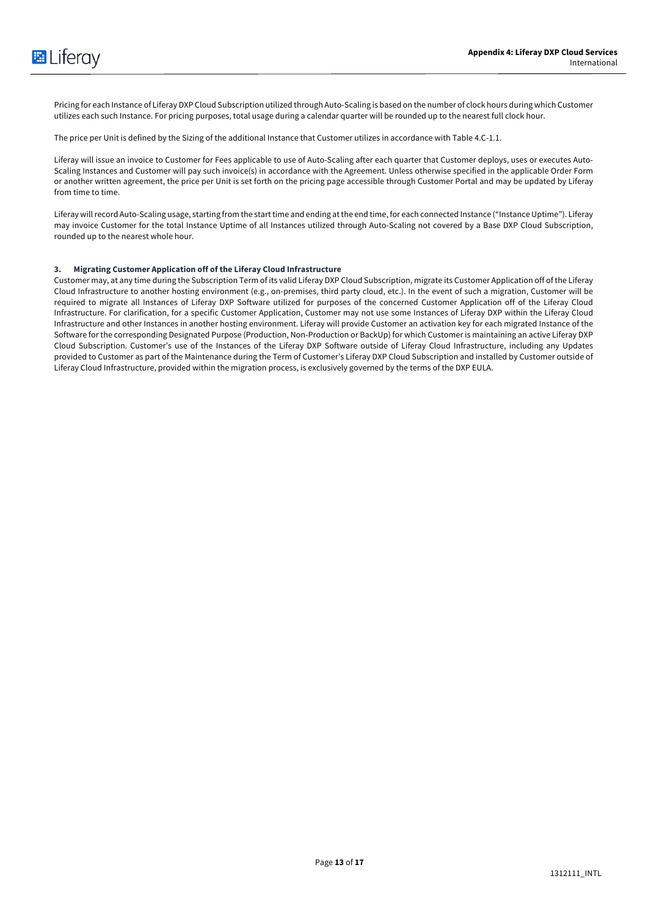Pricing for each Instance of Liferay DXP Cloud Subscription utilized through Auto-Scaling is based on the number of clock hours during which Customer utilizes each such Instance. For pricing purposes, total usage during a calendar quarter will be rounded up to the nearest full clock hour.

The price per Unit is defined by the Sizing of the additional Instance that Customer utilizes in accordance with Table 4.C-1.1.

Liferay will issue an invoice to Customer for Fees applicable to use of Auto-Scaling after each quarter that Customer deploys, uses or executes Auto-Scaling Instances and Customer will pay such invoice(s) in accordance with the Agreement. Unless otherwise specified in the applicable Order Form or another written agreement, the price per Unit is set forth on the pricing page accessible through Customer Portal and may be updated by Liferay from time to time.

Liferay will record Auto-Scaling usage, starting from the start time and ending at the end time, for each connected Instance ("Instance Uptime"). Liferay may invoice Customer for the total Instance Uptime of all Instances utilized through Auto-Scaling not covered by a Base DXP Cloud Subscription, rounded up to the nearest whole hour.

### 3. Migrating Customer Application off of the Liferay Cloud Infrastructure

Customer may, at any time during the Subscription Term of its valid Liferay DXP Cloud Subscription, migrate its Customer Application off of the Liferay Cloud Infrastructure to another hosting environment (e.g., on-premises, third party cloud, etc.). In the event of such a migration, Customer will be required to migrate all Instances of Liferay DXP Software utilized for purposes of the concerned Customer Application off of the Liferay Cloud Infrastructure. For clarification, for a specific Customer Application, Customer may not use some Instances of Liferay DXP within the Liferay Cloud Infrastructure and other Instances in another hosting environment. Liferay will provide Customer an activation key for each migrated Instance of the Software for the corresponding Designated Purpose (Production, Non-Production or BackUp) for which Customer is maintaining an active Liferay DXP Cloud Subscription. Customer's use of the Instances of the Liferay DXP Software outside of Liferay Cloud Infrastructure, including any Updates provided to Customer as part of the Maintenance during the Term of Customer's Liferay DXP Cloud Subscription and installed by Customer outside of Liferay Cloud Infrastructure, provided within the migration process, is exclusively governed by the terms of the DXP EULA.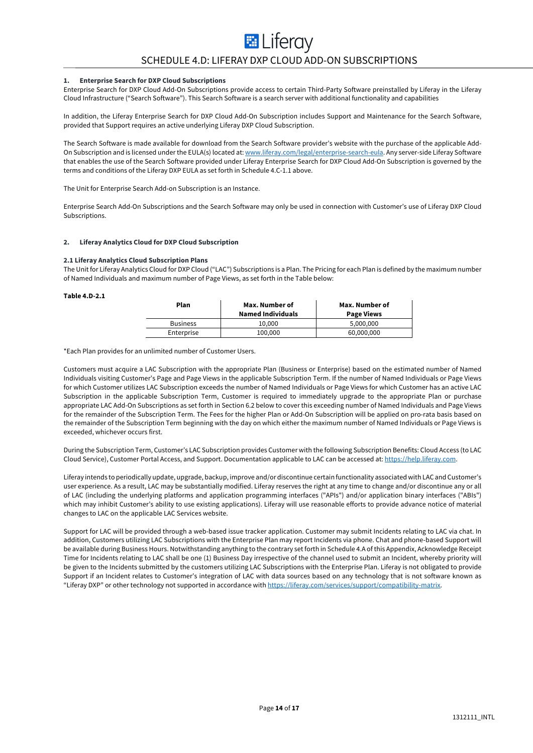# SCHEDULE 4.D: LIFERAY DXP CLOUD ADD-ON SUBSCRIPTIONS

## 1. Enterprise Search for DXP Cloud Subscriptions

Enterprise Search for DXP Cloud Add-On Subscriptions provide access to certain Third-Party Software preinstalled by Liferay in the Liferay Cloud Infrastructure ("Search Software"). This Search Software is a search server with additional functionality and capabilities

In addition, the Liferay Enterprise Search for DXP Cloud Add-On Subscription includes Support and Maintenance for the Search Software, provided that Support requires an active underlying Liferay DXP Cloud Subscription.

The Search Software is made available for download from the Search Software provider's website with the purchase of the applicable Add-On Subscription and is licensed under the EULA(s) located at: www.liferay.com/legal/enterprise-search-eula. Any server-side Liferay Software that enables the use of the Search Software provided under Liferay Enterprise Search for DXP Cloud Add-On Subscription is governed by the terms and conditions of the Liferay DXP EULA as set forth in Schedule 4.C-1.1 above.

The Unit for Enterprise Search Add-on Subscription is an Instance.

Enterprise Search Add-On Subscriptions and the Search Software may only be used in connection with Customer's use of Liferay DXP Cloud Subscriptions.

## 2. Liferay Analytics Cloud for DXP Cloud Subscription

### 2.1 Liferay Analytics Cloud Subscription Plans

The Unit for Liferay Analytics Cloud for DXP Cloud ("LAC") Subscriptions is a Plan. The Pricing for each Plan is defined by the maximum number of Named Individuals and maximum number of Page Views, as set forth in the Table below:

**Table 4.D-2.1**

| Plan | Max. Number of Named Individuals | Max. Number of Page Views |
|---|---|---|
| Business | 10,000 | 5,000,000 |
| Enterprise | 100,000 | 60,000,000 |

*Each Plan provides for an unlimited number of Customer Users.

Customers must acquire a LAC Subscription with the appropriate Plan (Business or Enterprise) based on the estimated number of Named Individuals visiting Customer's Page and Page Views in the applicable Subscription Term. If the number of Named Individuals or Page Views for which Customer utilizes LAC Subscription exceeds the number of Named Individuals or Page Views for which Customer has an active LAC Subscription in the applicable Subscription Term, Customer is required to immediately upgrade to the appropriate Plan or purchase appropriate LAC Add-On Subscriptions as set forth in Section 6.2 below to cover this exceeding number of Named Individuals and Page Views for the remainder of the Subscription Term. The Fees for the higher Plan or Add-On Subscription will be applied on pro-rata basis based on the remainder of the Subscription Term beginning with the day on which either the maximum number of Named Individuals or Page Views is exceeded, whichever occurs first.

During the Subscription Term, Customer's LAC Subscription provides Customer with the following Subscription Benefits: Cloud Access (to LAC Cloud Service), Customer Portal Access, and Support. Documentation applicable to LAC can be accessed at: https://help.liferay.com.

Liferay intends to periodically update, upgrade, backup, improve and/or discontinue certain functionality associated with LAC and Customer's user experience. As a result, LAC may be substantially modified. Liferay reserves the right at any time to change and/or discontinue any or all of LAC (including the underlying platforms and application programming interfaces ("APIs") and/or application binary interfaces ("ABIs") which may inhibit Customer's ability to use existing applications). Liferay will use reasonable efforts to provide advance notice of material changes to LAC on the applicable LAC Services website.

Support for LAC will be provided through a web-based issue tracker application. Customer may submit Incidents relating to LAC via chat. In addition, Customers utilizing LAC Subscriptions with the Enterprise Plan may report Incidents via phone. Chat and phone-based Support will be available during Business Hours. Notwithstanding anything to the contrary set forth in Schedule 4.A of this Appendix, Acknowledge Receipt Time for Incidents relating to LAC shall be one (1) Business Day irrespective of the channel used to submit an Incident, whereby priority will be given to the Incidents submitted by the customers utilizing LAC Subscriptions with the Enterprise Plan. Liferay is not obligated to provide Support if an Incident relates to Customer's integration of LAC with data sources based on any technology that is not software known as "Liferay DXP" or other technology not supported in accordance with https://liferay.com/services/support/compatibility-matrix.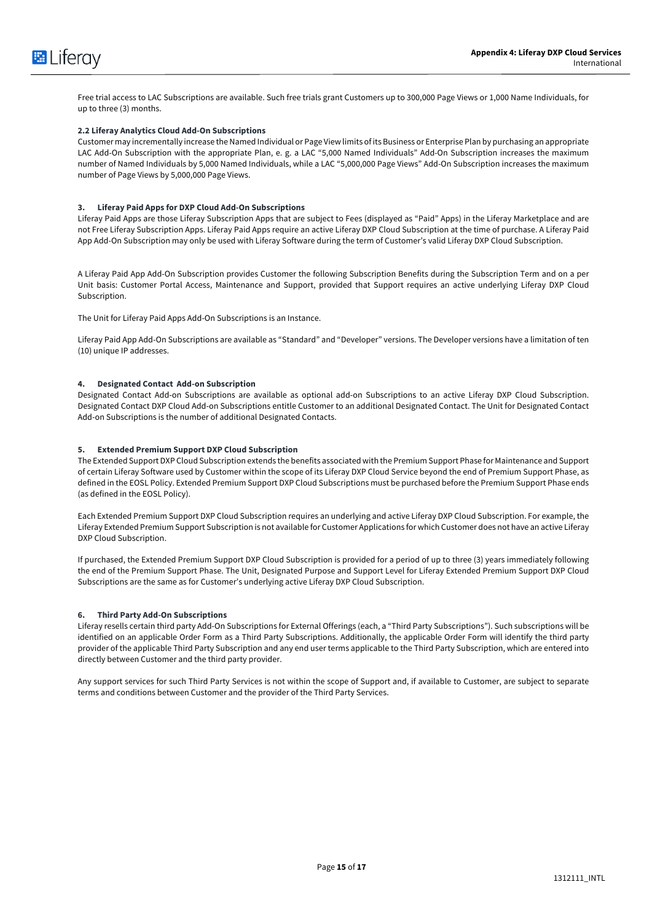Free trial access to LAC Subscriptions are available. Such free trials grant Customers up to 300,000 Page Views or 1,000 Name Individuals, for up to three (3) months.

#### 2.2 Liferay Analytics Cloud Add-On Subscriptions

Customer may incrementally increase the Named Individual or Page View limits of its Business or Enterprise Plan by purchasing an appropriate LAC Add-On Subscription with the appropriate Plan, e. g. a LAC "5,000 Named Individuals" Add-On Subscription increases the maximum number of Named Individuals by 5,000 Named Individuals, while a LAC "5,000,000 Page Views" Add-On Subscription increases the maximum number of Page Views by 5,000,000 Page Views.

### 3. Liferay Paid Apps for DXP Cloud Add-On Subscriptions

Liferay Paid Apps are those Liferay Subscription Apps that are subject to Fees (displayed as "Paid" Apps) in the Liferay Marketplace and are not Free Liferay Subscription Apps. Liferay Paid Apps require an active Liferay DXP Cloud Subscription at the time of purchase. A Liferay Paid App Add-On Subscription may only be used with Liferay Software during the term of Customer's valid Liferay DXP Cloud Subscription.

A Liferay Paid App Add-On Subscription provides Customer the following Subscription Benefits during the Subscription Term and on a per Unit basis: Customer Portal Access, Maintenance and Support, provided that Support requires an active underlying Liferay DXP Cloud Subscription.

The Unit for Liferay Paid Apps Add-On Subscriptions is an Instance.

Liferay Paid App Add-On Subscriptions are available as "Standard" and "Developer" versions. The Developer versions have a limitation of ten (10) unique IP addresses.

### 4. Designated Contact Add-on Subscription

Designated Contact Add-on Subscriptions are available as optional add-on Subscriptions to an active Liferay DXP Cloud Subscription. Designated Contact DXP Cloud Add-on Subscriptions entitle Customer to an additional Designated Contact. The Unit for Designated Contact Add-on Subscriptions is the number of additional Designated Contacts.

### 5. Extended Premium Support DXP Cloud Subscription

The Extended Support DXP Cloud Subscription extends the benefits associated with the Premium Support Phase for Maintenance and Support of certain Liferay Software used by Customer within the scope of its Liferay DXP Cloud Service beyond the end of Premium Support Phase, as defined in the EOSL Policy. Extended Premium Support DXP Cloud Subscriptions must be purchased before the Premium Support Phase ends (as defined in the EOSL Policy).

Each Extended Premium Support DXP Cloud Subscription requires an underlying and active Liferay DXP Cloud Subscription. For example, the Liferay Extended Premium Support Subscription is not available for Customer Applications for which Customer does not have an active Liferay DXP Cloud Subscription.

If purchased, the Extended Premium Support DXP Cloud Subscription is provided for a period of up to three (3) years immediately following the end of the Premium Support Phase. The Unit, Designated Purpose and Support Level for Liferay Extended Premium Support DXP Cloud Subscriptions are the same as for Customer's underlying active Liferay DXP Cloud Subscription.

### 6. Third Party Add-On Subscriptions

Liferay resells certain third party Add-On Subscriptions for External Offerings (each, a "Third Party Subscriptions"). Such subscriptions will be identified on an applicable Order Form as a Third Party Subscriptions. Additionally, the applicable Order Form will identify the third party provider of the applicable Third Party Subscription and any end user terms applicable to the Third Party Subscription, which are entered into directly between Customer and the third party provider.

Any support services for such Third Party Services is not within the scope of Support and, if available to Customer, are subject to separate terms and conditions between Customer and the provider of the Third Party Services.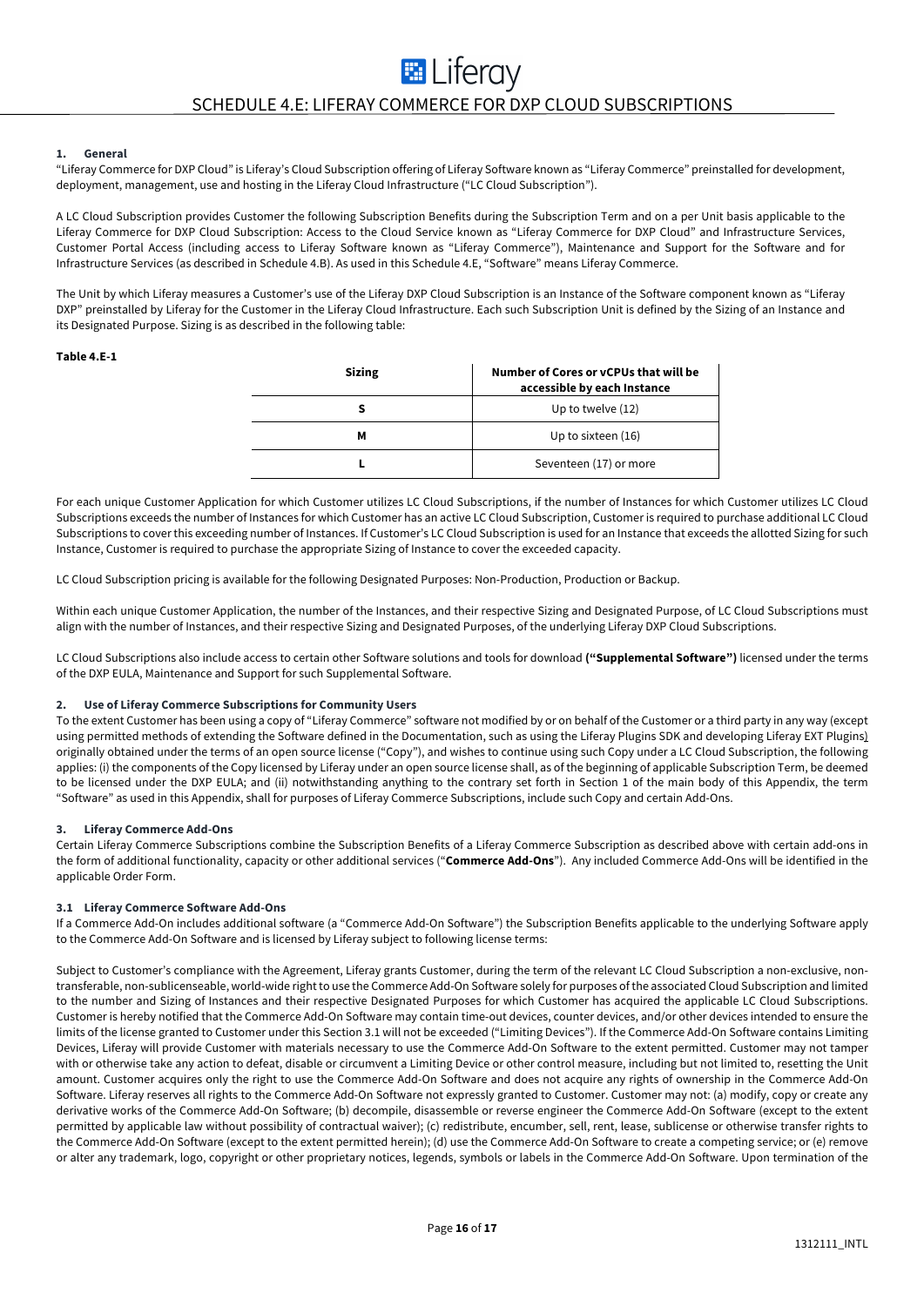# SCHEDULE 4.E: LIFERAY COMMERCE FOR DXP CLOUD SUBSCRIPTIONS

## 1. General

"Liferay Commerce for DXP Cloud" is Liferay's Cloud Subscription offering of Liferay Software known as "Liferay Commerce" preinstalled for development, deployment, management, use and hosting in the Liferay Cloud Infrastructure ("LC Cloud Subscription").

A LC Cloud Subscription provides Customer the following Subscription Benefits during the Subscription Term and on a per Unit basis applicable to the Liferay Commerce for DXP Cloud Subscription: Access to the Cloud Service known as "Liferay Commerce for DXP Cloud" and Infrastructure Services, Customer Portal Access (including access to Liferay Software known as "Liferay Commerce"), Maintenance and Support for the Software and for Infrastructure Services (as described in Schedule 4.B). As used in this Schedule 4.E, "Software" means Liferay Commerce.

The Unit by which Liferay measures a Customer's use of the Liferay DXP Cloud Subscription is an Instance of the Software component known as "Liferay DXP" preinstalled by Liferay for the Customer in the Liferay Cloud Infrastructure. Each such Subscription Unit is defined by the Sizing of an Instance and its Designated Purpose. Sizing is as described in the following table:

**Table 4.E-1**

| Sizing | Number of Cores or vCPUs that will be accessible by each Instance |
|---|---|
| S | Up to twelve (12) |
| M | Up to sixteen (16) |
| L | Seventeen (17) or more |

For each unique Customer Application for which Customer utilizes LC Cloud Subscriptions, if the number of Instances for which Customer utilizes LC Cloud Subscriptions exceeds the number of Instances for which Customer has an active LC Cloud Subscription, Customer is required to purchase additional LC Cloud Subscriptions to cover this exceeding number of Instances. If Customer's LC Cloud Subscription is used for an Instance that exceeds the allotted Sizing for such Instance, Customer is required to purchase the appropriate Sizing of Instance to cover the exceeded capacity.

LC Cloud Subscription pricing is available for the following Designated Purposes: Non-Production, Production or Backup.

Within each unique Customer Application, the number of the Instances, and their respective Sizing and Designated Purpose, of LC Cloud Subscriptions must align with the number of Instances, and their respective Sizing and Designated Purposes, of the underlying Liferay DXP Cloud Subscriptions.

LC Cloud Subscriptions also include access to certain other Software solutions and tools for download **("Supplemental Software")** licensed under the terms of the DXP EULA, Maintenance and Support for such Supplemental Software.

## 2. Use of Liferay Commerce Subscriptions for Community Users

To the extent Customer has been using a copy of "Liferay Commerce" software not modified by or on behalf of the Customer or a third party in any way (except using permitted methods of extending the Software defined in the Documentation, such as using the Liferay Plugins SDK and developing Liferay EXT Plugins) originally obtained under the terms of an open source license ("Copy"), and wishes to continue using such Copy under a LC Cloud Subscription, the following applies: (i) the components of the Copy licensed by Liferay under an open source license shall, as of the beginning of applicable Subscription Term, be deemed to be licensed under the DXP EULA; and (ii) notwithstanding anything to the contrary set forth in Section 1 of the main body of this Appendix, the term "Software" as used in this Appendix, shall for purposes of Liferay Commerce Subscriptions, include such Copy and certain Add-Ons.

## 3. Liferay Commerce Add-Ons

Certain Liferay Commerce Subscriptions combine the Subscription Benefits of a Liferay Commerce Subscription as described above with certain add-ons in the form of additional functionality, capacity or other additional services ("**Commerce Add-Ons**"). Any included Commerce Add-Ons will be identified in the applicable Order Form.

### 3.1 Liferay Commerce Software Add-Ons

If a Commerce Add-On includes additional software (a "Commerce Add-On Software") the Subscription Benefits applicable to the underlying Software apply to the Commerce Add-On Software and is licensed by Liferay subject to following license terms:

Subject to Customer's compliance with the Agreement, Liferay grants Customer, during the term of the relevant LC Cloud Subscription a non-exclusive, non-transferable, non-sublicenseable, world-wide right to use the Commerce Add-On Software solely for purposes of the associated Cloud Subscription and limited to the number and Sizing of Instances and their respective Designated Purposes for which Customer has acquired the applicable LC Cloud Subscriptions. Customer is hereby notified that the Commerce Add-On Software may contain time-out devices, counter devices, and/or other devices intended to ensure the limits of the license granted to Customer under this Section 3.1 will not be exceeded ("Limiting Devices"). If the Commerce Add-On Software contains Limiting Devices, Liferay will provide Customer with materials necessary to use the Commerce Add-On Software to the extent permitted. Customer may not tamper with or otherwise take any action to defeat, disable or circumvent a Limiting Device or other control measure, including but not limited to, resetting the Unit amount. Customer acquires only the right to use the Commerce Add-On Software and does not acquire any rights of ownership in the Commerce Add-On Software. Liferay reserves all rights to the Commerce Add-On Software not expressly granted to Customer. Customer may not: (a) modify, copy or create any derivative works of the Commerce Add-On Software; (b) decompile, disassemble or reverse engineer the Commerce Add-On Software (except to the extent permitted by applicable law without possibility of contractual waiver); (c) redistribute, encumber, sell, rent, lease, sublicense or otherwise transfer rights to the Commerce Add-On Software (except to the extent permitted herein); (d) use the Commerce Add-On Software to create a competing service; or (e) remove or alter any trademark, logo, copyright or other proprietary notices, legends, symbols or labels in the Commerce Add-On Software. Upon termination of the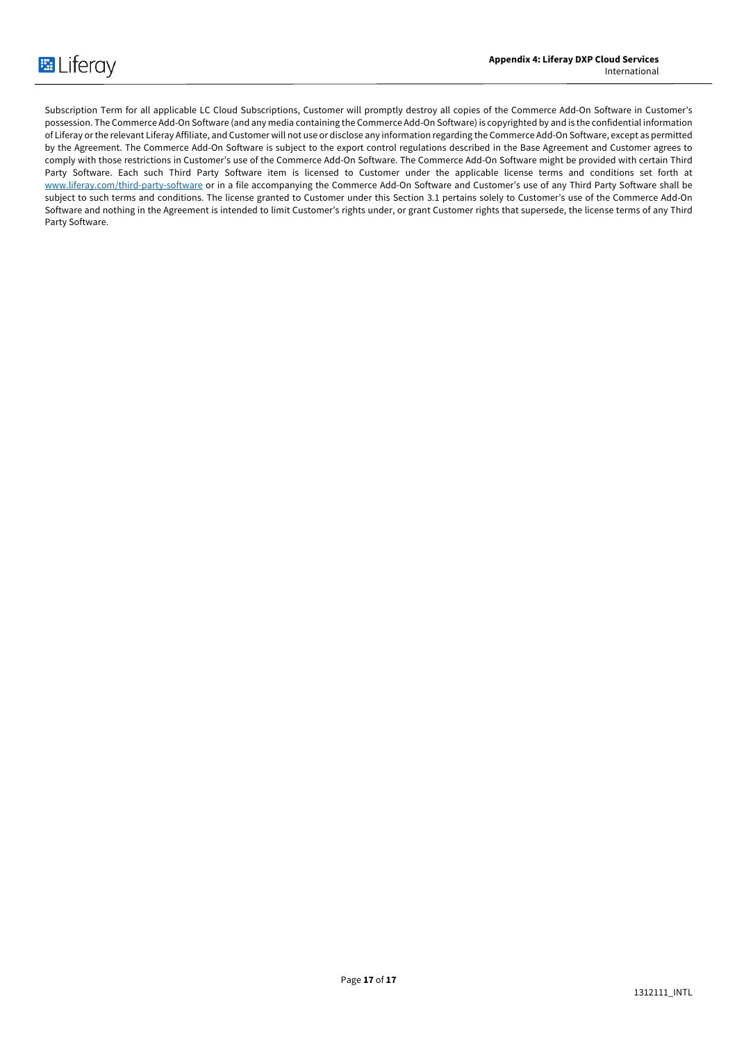Subscription Term for all applicable LC Cloud Subscriptions, Customer will promptly destroy all copies of the Commerce Add-On Software in Customer's possession. The Commerce Add-On Software (and any media containing the Commerce Add-On Software) is copyrighted by and is the confidential information of Liferay or the relevant Liferay Affiliate, and Customer will not use or disclose any information regarding the Commerce Add-On Software, except as permitted by the Agreement. The Commerce Add-On Software is subject to the export control regulations described in the Base Agreement and Customer agrees to comply with those restrictions in Customer's use of the Commerce Add-On Software. The Commerce Add-On Software might be provided with certain Third Party Software. Each such Third Party Software item is licensed to Customer under the applicable license terms and conditions set forth at [www.liferay.com/third-party-software](http://www.liferay.com/third-party-software) or in a file accompanying the Commerce Add-On Software and Customer's use of any Third Party Software shall be subject to such terms and conditions. The license granted to Customer under this Section 3.1 pertains solely to Customer's use of the Commerce Add-On Software and nothing in the Agreement is intended to limit Customer's rights under, or grant Customer rights that supersede, the license terms of any Third Party Software.